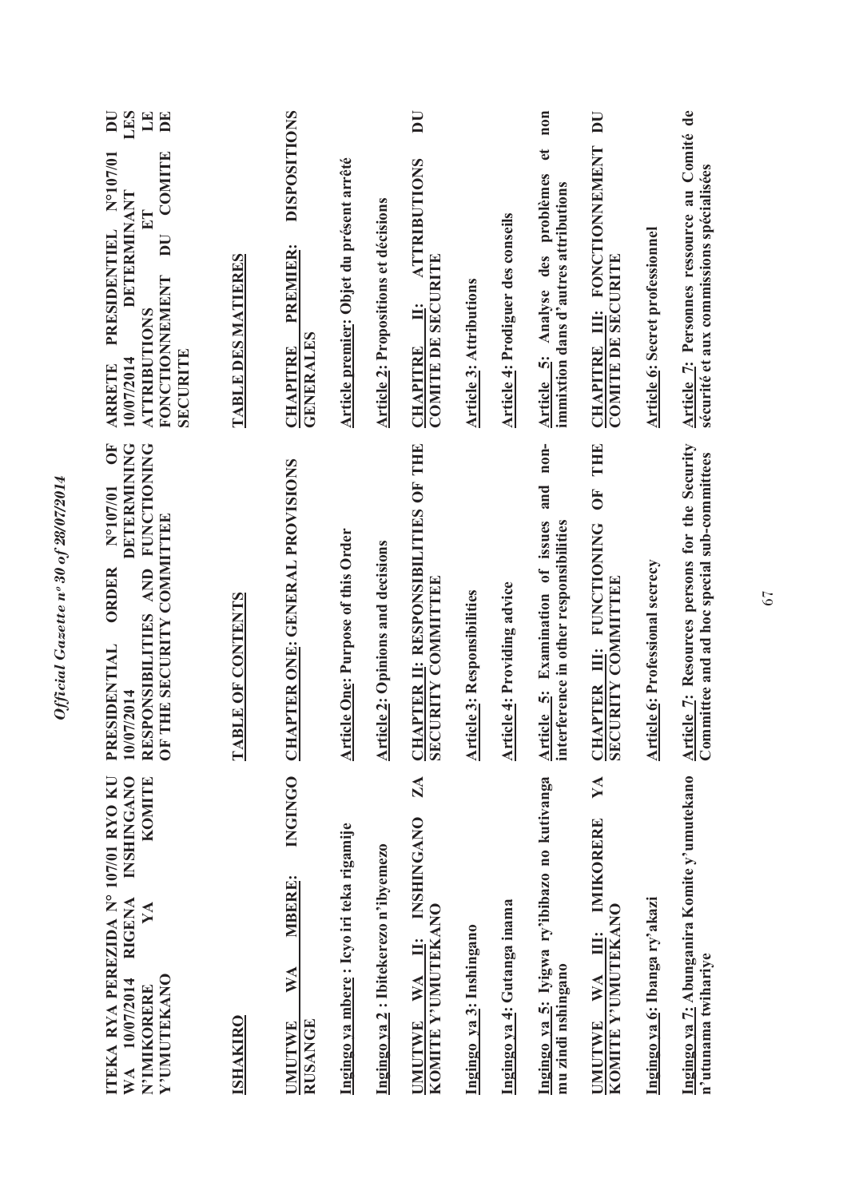**ITEKA RYA PEREZIDA N° 107/01 RYO KU WA 10/07/2014 RIGENA INSHINGANO N'IMIKORERE YA KOMITE Y'UMUTEKANO**

**ISHAKIRO**

**UMUTWE WA MBERE: INGINGO RUSANGE**

Ingingo ya mbere : Icyo iri teka rigamije

Ingingo ya 2 : Ibitekerezo n'ibyemezo

**UMUTWE WA II: INSHINGANO ZA KOMITE Y'UMUTEKANO**

Ingingo ya 3: Inshingano

Ingingo ya 4: Gutanga inama

Ingingo ya 5: Iyigwa ry'ibibazo no kutivanga mu zindi nshingano

**UMUTWE WA III: IMIKORERE YA KOMITE Y'UMUTEKANO**

Ingingo ya 6: Ibanga ry'akazi

Ingingo ya 7: Abunganira Komite y'umutekano n'utunama twihariye

**PRESIDENTIAL ORDER N°107/01 OF 10/07/2014 DETERMINING RESPONSIBILITIES AND FUNCTIONING OF THE SECURITY COMMITTEE**

**TABLE OF CONTENTS**

**CHAPTER ONE: GENERAL PROVISIONS**

Article One: Purpose of this Order

Article 2: Opinions and decisions

**CHAPTER II: RESPONSIBILITIES OF THE SECURITY COMMITTEE**

Article 3: Responsibilities

Article 4: Providing advice

Article 5: Examination of issues and non-interference in other responsibilities

**CHAPTER III: FUNCTIONING OF THE SECURITY COMMITTEE**

Article 6: Professional secrecy

Article 7: Resources persons for the Security Committee and ad hoc special sub-committees

**ARRETE PRESIDENTIEL N°107/01 DU 10/07/2014 DETERMINANT LES ATTRIBUTIONS ET LE FONCTIONNEMENT DU COMITE DE SECURITE**

**TABLE DES MATIERES**

**CHAPITRE PREMIER: DISPOSITIONS GENERALES**

Article premier: Objet du présent arrêté

Article 2: Propositions et décisions

**CHAPITRE II: ATTRIBUTIONS DU COMITE DE SECURITE**

Article 3: Attributions

Article 4: Prodiguer des conseils

Article 5: Analyse des problèmes et non immixtion dans d'autres attributions

**CHAPITRE III: FONCTIONNEMENT DU COMITE DE SECURITE**

Article 6: Secret professionnel

Article 7: Personnes ressource au Comité de sécurité et aux commissions spécialisées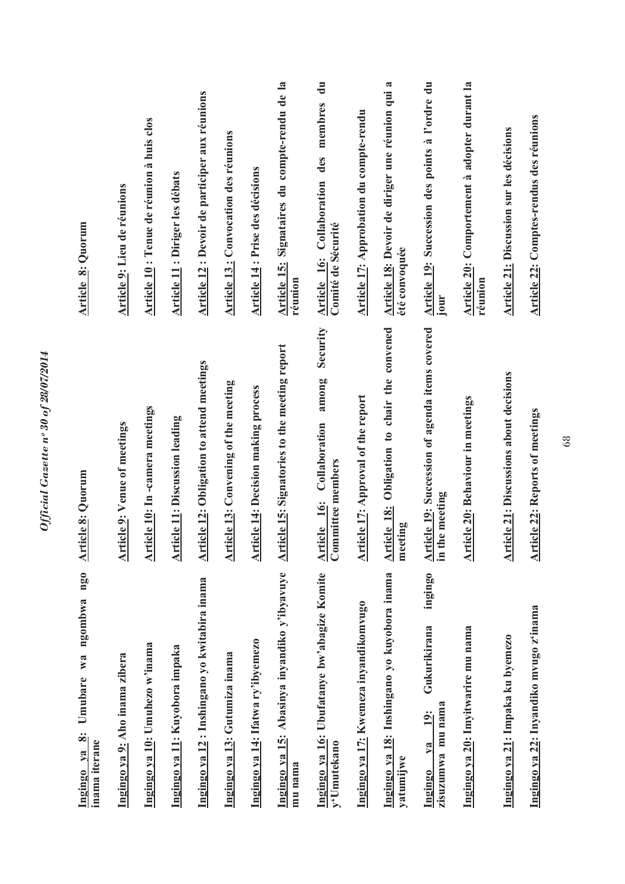| | | |
|---|---|---|
| **Ingingo ya 8: Umubare wa ngombwa ngo inama iterane** | **Article 8: Quorum** | **Article 8: Quorum** |
| **Ingingo ya 9: Aho inama zibera** | **Article 9: Venue of meetings** | **Article 9: Lieu de réunions** |
| **Ingingo ya 10: Umuhezo w'inama** | **Article 10: In -camera meetings** | **Article 10 : Tenue de réunion à huis clos** |
| **Ingingo ya 11: Kuyobora impaka** | **Article 11: Discussion leading** | **Article 11 : Diriger les débats** |
| **Ingingo ya 12 : Inshingano yo kwitabira inama** | **Article 12: Obligation to attend meetings** | **Article 12 : Devoir de participer aux réunions** |
| **Ingingo ya 13: Gutumiza inama** | **Article 13: Convening of the meeting** | **Article 13 : Convocation des réunions** |
| **Ingingo ya 14: Ifatwa ry'ibyemezo** | **Article 14: Decision making process** | **Article 14 : Prise des décisions** |
| **Ingingo ya 15: Abasinya inyandiko y'ibyavuye mu nama** | **Article 15: Signatories to the meeting report** | **Article 15: Signataires du compte-rendu de la réunion** |
| **Ingingo ya 16: Ubufatanye bw'abagize Komite y'Umutekano** | **Article 16: Collaboration among Security Committee members** | **Article 16: Collaboration des membres du Comité de Sécurité** |
| **Ingingo ya 17: Kwemeza inyandikomvugo** | **Article 17: Approval of the report** | **Article 17: Approbation du compte-rendu** |
| **Ingingo ya 18: Inshingano yo kuyobora inama yatumijwe** | **Article 18: Obligation to chair the convened meeting** | **Article 18: Devoir de diriger une réunion qui a été convoquée** |
| **Ingingo ya 19: Gukurikirana ingingo zisuzumwa mu nama** | **Article 19: Succession of agenda items covered in the meeting** | **Article 19: Succession des points à l'ordre du jour** |
| **Ingingo ya 20: Imyitwarire mu nama** | **Article 20: Behaviour in meetings** | **Article 20: Comportement à adopter durant la réunion** |
| **Ingingo ya 21: Impaka ku byemezo** | **Article 21: Discussions about decisions** | **Article 21: Discussion sur les décisions** |
| **Ingingo ya 22: Inyandiko mvugo z'inama** | **Article 22: Reports of meetings** | **Article 22: Comptes-rendus des réunions** |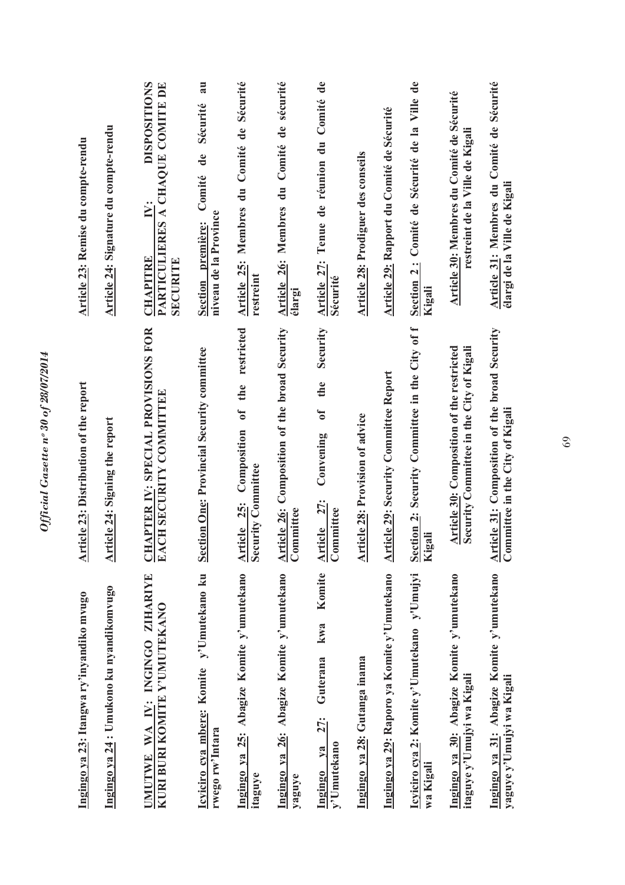| Kinyarwanda | English | Français |
|---|---|---|
| **Ingingo ya 23:** Itangwa ry'inyandiko mvugo | **Article 23:** Distribution of the report | **Article 23:** Remise du compte-rendu |
| **Ingingo ya 24 :** Umukono ku nyandikomvugo | **Article 24:** Signing the report | **Article 24:** Signature du compte-rendu |
| **UMUTWE WA IV: INGINGO ZIHARIYE KURI BURI KOMITE Y'UMUTEKANO** | **CHAPTER IV: SPECIAL PROVISIONS FOR EACH SECURITY COMMITTEE** | **CHAPITRE IV: DISPOSITIONS PARTICULIERES A CHAQUE COMITE DE SECURITE** |
| **Icyiciro cya mbere:** Komite y'Umutekano ku rwego rw'Intara | **Section One:** Provincial Security committee | **Section première:** Comité de Sécurité au niveau de la Province |
| **Ingingo ya 25:** Abagize Komite y'umutekano itaguye | **Article 25:** Composition of the restricted Security Committee | **Article 25:** Membres du Comité de Sécurité restreint |
| **Ingingo ya 26:** Abagize Komite y'umutekano yaguye | **Article 26:** Composition of the broad Security Committee | **Article 26:** Membres du Comité de sécurité élargi |
| **Ingingo ya 27:** Guterana kwa Komite y'Umutekano | **Article 27:** Convening of the Security Committee | **Article 27:** Tenue de réunion du Comité de Sécurité |
| **Ingingo ya 28:** Gutanga inama | **Article 28:** Provision of advice | **Article 28:** Prodiguer des conseils |
| **Ingingo ya 29:** Raporo ya Komite y'Umutekano | **Article 29:** Security Committee Report | **Article 29:** Rapport du Comité de Sécurité |
| **Icyiciro cya 2:** Komite y'Umutekano y'Umujyi wa Kigali | **Section 2:** Security Committee in the City of f Kigali | **Section 2 :** Comité de Sécurité de la Ville de Kigali |
| **Ingingo ya 30:** Abagize Komite y'umutekano itaguye y'Umujyi wa Kigali | **Article 30:** Composition of the restricted Security Committee in the City of Kigali | **Article 30:** Membres du Comité de Sécurité restreint de la Ville de Kigali |
| **Ingingo ya 31:** Abagize Komite y'umutekano yaguye y'Umujyi wa Kigali | **Article 31:** Composition of the broad Security Committee in the City of Kigali | **Article 31:** Membres du Comité de Sécurité élargi de la Ville de Kigali |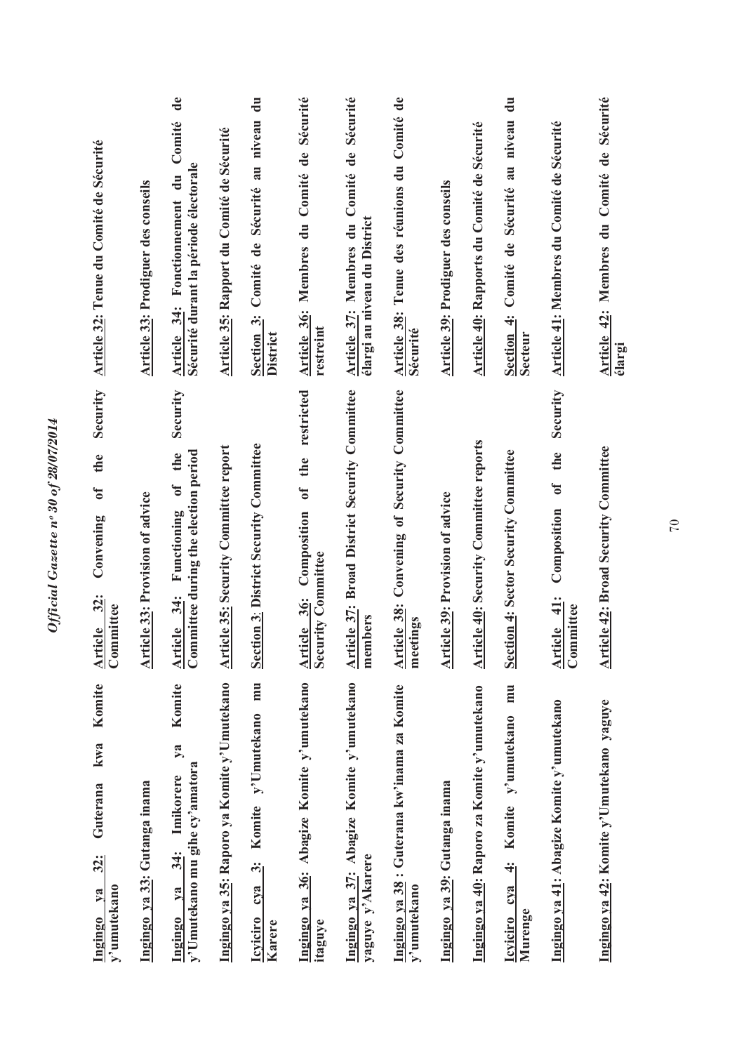| Kinyarwanda | English | Français |
|---|---|---|
| **Ingingo ya 32: Guterana kwa Komite y'umutekano** | **Article 32: Convening of the Security Committee** | **Article 32: Tenue du Comité de Sécurité** |
| **Ingingo ya 33: Gutanga inama** | **Article 33: Provision of advice** | **Article 33: Prodiguer des conseils** |
| **Ingingo ya 34: Imikorere ya Komite y'Umutekano mu gihe cy'amatora** | **Article 34: Functioning of the Security Committee during the election period** | **Article 34: Fonctionnement du Comité de Sécurité durant la période électorale** |
| **Ingingo ya 35: Raporo ya Komite y'Umutekano** | **Article 35: Security Committee report** | **Article 35: Rapport du Comité de Sécurité** |
| **Icyiciro cya 3: Komite y'Umutekano mu Karere** | **Section 3: District Security Committee** | **Section 3: Comité de Sécurité au niveau du District** |
| **Ingingo ya 36: Abagize Komite y'umutekano itaguye** | **Article 36: Composition of the restricted Security Committee** | **Article 36: Membres du Comité de Sécurité restreint** |
| **Ingingo ya 37: Abagize Komite y'umutekano yaguye y'Akarere** | **Article 37: Broad District Security Committee members** | **Article 37: Membres du Comité de Sécurité élargi au niveau du District** |
| **Ingingo ya 38 : Guterana kw'inama za Komite y'umutekano** | **Article 38: Convening of Security Committee meetings** | **Article 38: Tenue des réunions du Comité de Sécurité** |
| **Ingingo ya 39: Gutanga inama** | **Article 39: Provision of advice** | **Article 39: Prodiguer des conseils** |
| **Ingingo ya 40: Raporo za Komite y'umutekano** | **Article 40: Security Committee reports** | **Article 40: Rapports du Comité de Sécurité** |
| **Icyiciro cya 4: Komite y'umutekano mu Murenge** | **Section 4: Sector Security Committee** | **Section 4: Comité de Sécurité au niveau du Secteur** |
| **Ingingo ya 41: Abagize Komite y'umutekano** | **Article 41: Composition of the Security Committee** | **Article 41: Membres du Comité de Sécurité** |
| **Ingingo ya 42: Komite y'Umutekano yaguye** | **Article 42: Broad Security Committee** | **Article 42: Membres du Comité de Sécurité élargi** |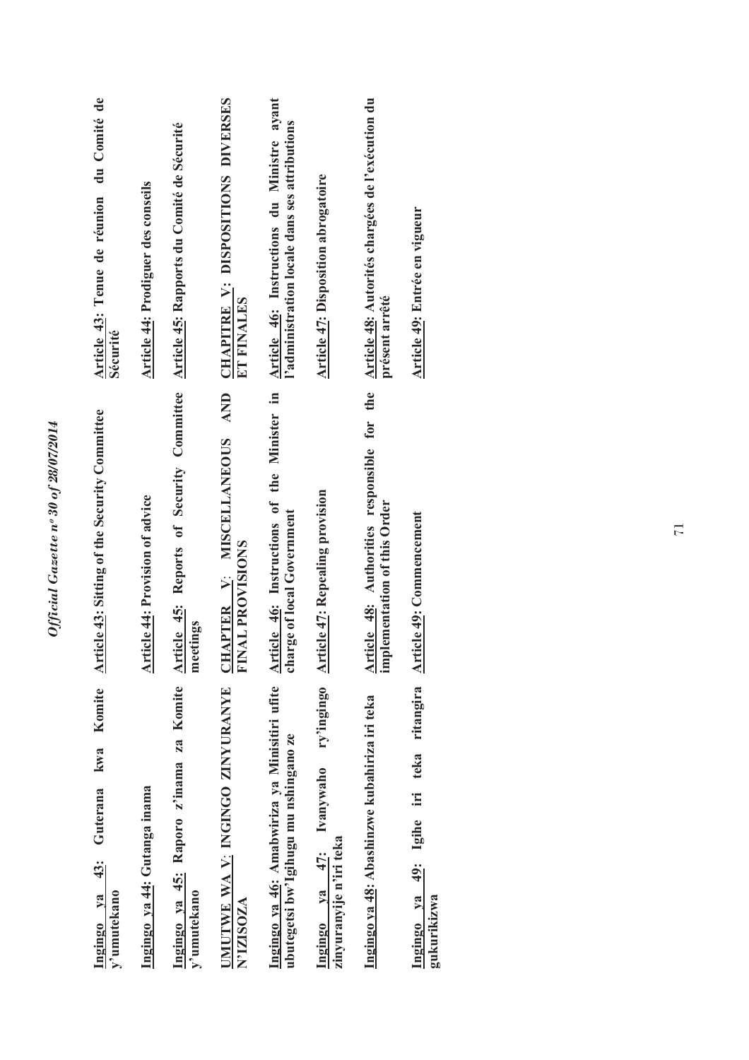| Kinyarwanda | English | Français |
|---|---|---|
| **Ingingo ya 43: Guterana kwa Komite y'umutekano** | **Article 43: Sitting of the Security Committee** | **Article 43: Tenue de réunion du Comité de Sécurité** |
| **Ingingo ya 44: Gutanga inama** | **Article 44: Provision of advice** | **Article 44: Prodiguer des conseils** |
| **Ingingo ya 45: Raporo z'inama za Komite y'umutekano** | **Article 45: Reports of Security Committee meetings** | **Article 45: Rapports du Comité de Sécurité** |
| **UMUTWE WA V: INGINGO ZINYURANYE N'IZISOZA** | **CHAPTER V: MISCELLANEOUS AND FINAL PROVISIONS** | **CHAPITRE V: DISPOSITIONS DIVERSES ET FINALES** |
| **Ingingo ya 46: Amabwiriza ya Minisitiri ufite ubutegetsi bw'Igihugu mu nshingano ze** | **Article 46: Instructions of the Minister in charge of local Government** | **Article 46: Instructions du Ministre ayant l'administration locale dans ses attributions** |
| **Ingingo ya 47: Ivanywaho ry'ingingo zinyuranyije n'iri teka** | **Article 47: Repealing provision** | **Article 47: Disposition abrogatoire** |
| **Ingingo ya 48: Abashinzwe kubahiriza iri teka** | **Article 48: Authorities responsible for the implementation of this Order** | **Article 48: Autorités chargées de l'exécution du présent arrêté** |
| **Ingingo ya 49: Igihe iri teka ritangira gukurikizwa** | **Article 49: Commencement** | **Article 49: Entrée en vigueur** |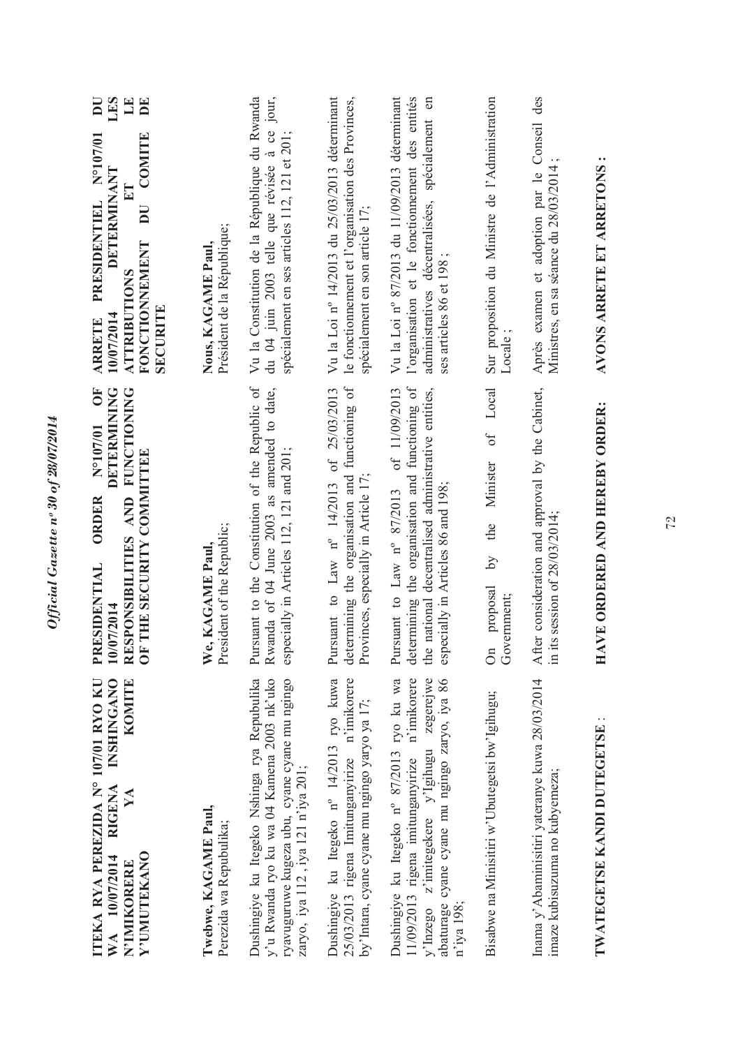**ITEKA RYA PEREZIDA N° 107/01 RYO KU WA 10/07/2014 RIGENA INSHINGANO N'IMIKORERE YA KOMITE Y'UMUTEKANO**

**Twebwe, KAGAME Paul,**
Perezida wa Repubulika;

Dushingiye ku Itegeko Nshinga rya Repubulika y'u Rwanda ryo ku wa 04 Kamena 2003 nk'uko ryavuguruwe kugeza ubu, cyane cyane mu ngingo zaryo, iya 112 , iya 121 n'iya 201;

Dushingiye ku Itegeko n° 14/2013 ryo kuwa 25/03/2013 rigena Imitunganyirize n'imikorere by'Intara, cyane cyane mu ngingo yaryo ya 17;

Dushingiye ku Itegeko n° 87/2013 ryo ku wa 11/09/2013 rigena imitunganyirize n'imikorere y'Inzego z'imitegekere y'Igihugu zegerejwe abaturage cyane cyane mu ngingo zaryo, iya 86 n'iya 198;

Bisabwe na Minisitiri w'Ubutegetsi bw'Igihugu;

Inama y'Abaminisitiri yateranye kuwa 28/03/2014 imaze kubisuzuma no kubyemeza;

**TWATEGETSE KANDI DUTEGETSE** :

**PRESIDENTIAL ORDER N°107/01 OF 10/07/2014 DETERMINING RESPONSIBILITIES AND FUNCTIONING OF THE SECURITY COMMITTEE**

**We, KAGAME Paul,**
President of the Republic;

Pursuant to the Constitution of the Republic of Rwanda of 04 June 2003 as amended to date, especially in Articles 112, 121 and 201;

Pursuant to Law n° 14/2013 of 25/03/2013 determining the organisation and functioning of Provinces, especially in Article 17;

Pursuant to Law n° 87/2013 of 11/09/2013 determining the organisation and functioning of the national decentralised administrative entities, especially in Articles 86 and 198;

On proposal by the Minister of Local Government;

After consideration and approval by the Cabinet, in its session of 28/03/2014;

**HAVE ORDERED AND HEREBY ORDER:**

**ARRETE PRESIDENTIEL N°107/01 DU 10/07/2014 DETERMINANT LES ATTRIBUTIONS ET LE FONCTIONNEMENT DU COMITE DE SECURITE**

**Nous, KAGAME Paul,**
Président de la République;

Vu la Constitution de la République du Rwanda du 04 juin 2003 telle que révisée à ce jour, spécialement en ses articles 112, 121 et 201;

Vu la Loi n° 14/2013 du 25/03/2013 déterminant le fonctionnement et l'organisation des Provinces, spécialement en son article 17;

Vu la Loi n° 87/2013 du 11/09/2013 déterminant l'organisation et le fonctionnement des entités administratives décentralisées, spécialement en ses articles 86 et 198 ;

Sur proposition du Ministre de l'Administration Locale ;

Après examen et adoption par le Conseil des Ministres, en sa séance du 28/03/2014 ;

**AVONS ARRETE ET ARRETONS :**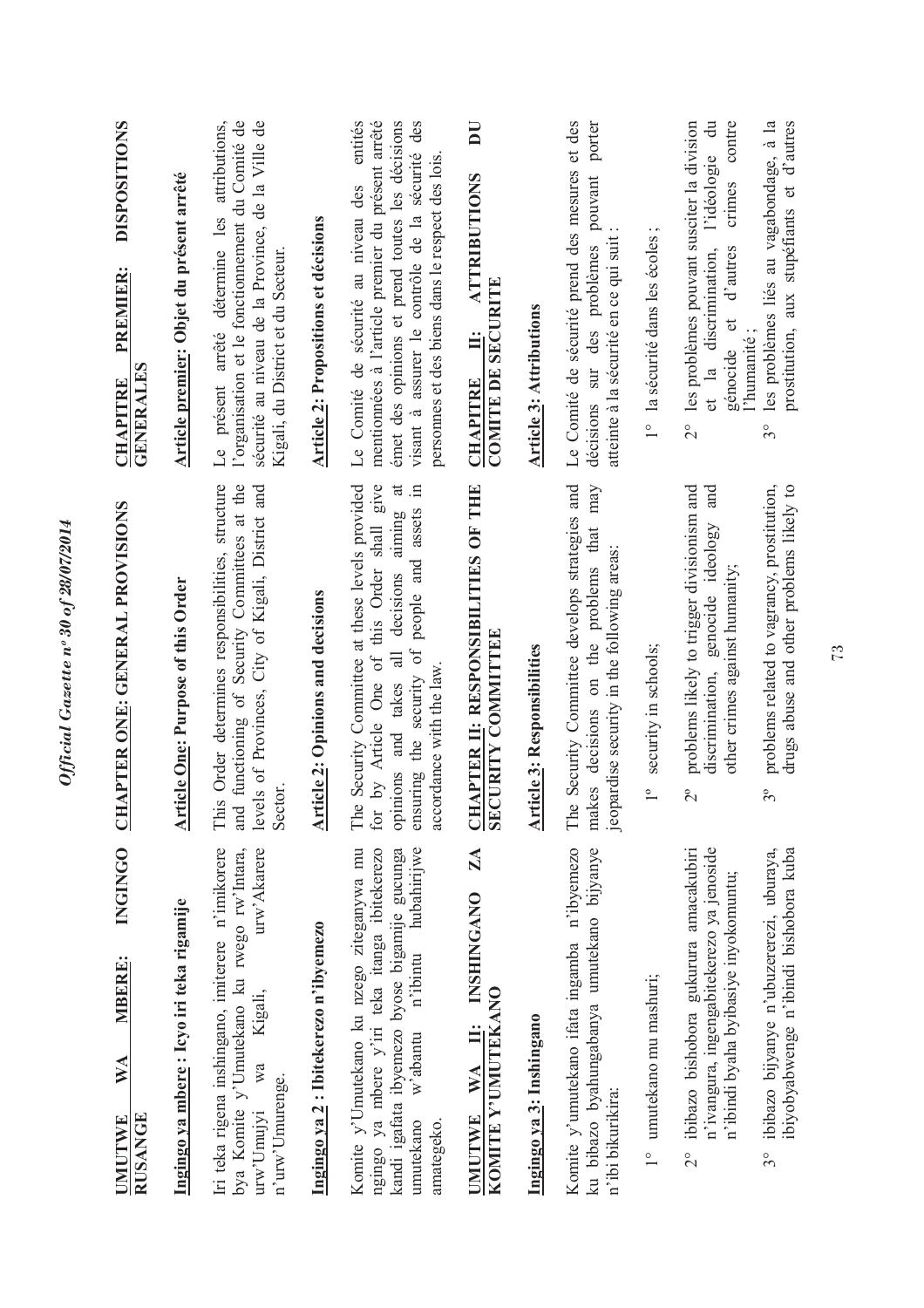**UMUTWE WA MBERE: INGINGO RUSANGE**

**Ingingo ya mbere : Icyo iri teka rigamije**

Iri teka rigena inshingano, imiterere n'imikorere bya Komite y'Umutekano ku rwego rw'Intara, urw'Umujyi wa Kigali, urw'Akarere n'urw'Umurenge.

**Ingingo ya 2 : Ibitekerezo n'ibyemezo**

Komite y'Umutekano ku nzego ziteganywa mu ngingo ya mbere y'iri teka itanga ibitekerezo kandi igafata ibyemezo byose bigamije gucunga umutekano w'abantu n'ibintu hubahirijwe amategeko.

**UMUTWE WA II: INSHINGANO ZA KOMITE Y'UMUTEKANO**

**Ingingo ya 3: Inshingano**

Komite y'umutekano ifata ingamba n'ibyemezo ku bibazo byahungabanya umutekano bijyanye n'ibi bikurikira:

1° umutekano mu mashuri;

2° ibibazo bishobora gukurura amacakubiri n'ivangura, ingengabitekerezo ya jenoside n'ibindi byaha byibasiye inyokomuntu;

3° ibibazo bijyanye n'ubuzererezi, uburaya, ibiyobyabwenge n'ibindi bishobora kuba

**CHAPTER ONE: GENERAL PROVISIONS**

**Article One: Purpose of this Order**

This Order determines responsibilities, structure and functioning of Security Committees at the levels of Provinces, City of Kigali, District and Sector.

**Article 2: Opinions and decisions**

The Security Committee at these levels provided for by Article One of this Order shall give opinions and takes all decisions aiming at ensuring the security of people and assets in accordance with the law.

**CHAPTER II: RESPONSIBILITIES OF THE SECURITY COMMITTEE**

**Article 3: Responsibilities**

The Security Committee develops strategies and makes decisions on the problems that may jeopardise security in the following areas:

1° security in schools;

2° problems likely to trigger divisionism and discrimination, genocide ideology and other crimes against humanity;

3° problems related to vagrancy, prostitution, drugs abuse and other problems likely to

**CHAPITRE PREMIER: DISPOSITIONS GENERALES**

**Article premier: Objet du présent arrêté**

Le présent arrêté détermine les attributions, l'organisation et le fonctionnement du Comité de sécurité au niveau de la Province, de la Ville de Kigali, du District et du Secteur.

**Article 2: Propositions et décisions**

Le Comité de sécurité au niveau des entités mentionnées à l'article premier du présent arrêté émet des opinions et prend toutes les décisions visant à assurer le contrôle de la sécurité des personnes et des biens dans le respect des lois.

**CHAPITRE II: ATTRIBUTIONS DU COMITE DE SECURITE**

**Article 3: Attributions**

Le Comité de sécurité prend des mesures et des décisions sur des problèmes pouvant porter atteinte à la sécurité en ce qui suit :

1° la sécurité dans les écoles ;

2° les problèmes pouvant susciter la division et la discrimination, l'idéologie du génocide et d'autres crimes contre l'humanité ;

3° les problèmes liés au vagabondage, à la prostitution, aux stupéfiants et d'autres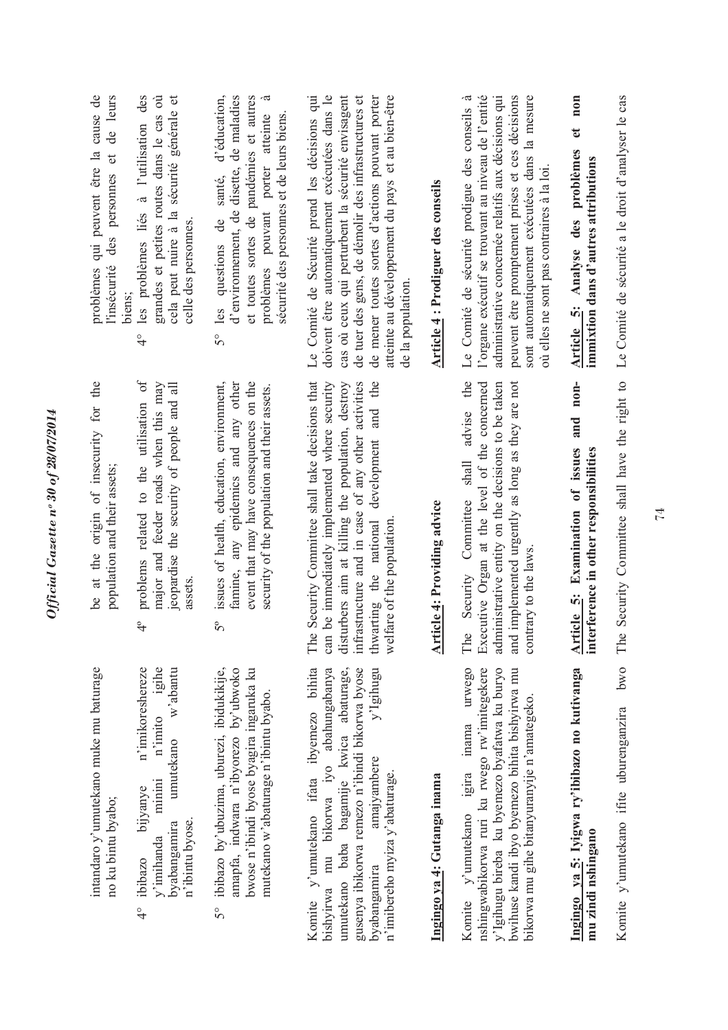intandaro y'umutekano muke mu baturage no ku bintu byabo;

4° ibibazo bijyanye n'imikoreshereze y'imihanda minini n'imito igihe byabangamira umutekano w'abantu n'ibintu byose.

5° ibibazo by'ubuzima, uburezi, ibidukikije, amapfa, indwara n'ibyorezo by'ubwoko bwose n'ibindi byose byagira ingaruka ku mutekano w'abaturage n'ibintu byabo.

Komite y'umutekano ifata ibyemezo bihita bishyirwa mu bikorwa iyo abahungabanya umutekano baba bagamije kwica abaturage, gusenya ibikorwa remezo n'ibindi bikorwa byose byabangamira amajyambere y'Igihugu n'imibereho myiza y'abaturage.

**Ingingo ya 4: Gutanga inama**

Komite y'umutekano igira inama urwego nshingwabikorwa ruri ku rwego rw'imitegekere y'Igihugu bireba ku byemezo byafatwa ku buryo bwihuse kandi ibyo byemezo bihita bishyirwa mu bikorwa mu gihe bitanyuranyije n'amategeko.

**Ingingo ya 5: Iyigwa ry'ibibazo no kutivanga mu zindi nshingano**

Komite y'umutekano ifite uburenganzira bwo

be at the origin of insecurity for the population and their assets;

4° problems related to the utilisation of major and feeder roads when this may jeopardise the security of people and all assets.

5° issues of health, education, environment, famine, any epidemics and any other event that may have consequences on the security of the population and their assets.

The Security Committee shall take decisions that can be immediately implemented where security disturbers aim at killing the population, destroy infrastructure and in case of any other activities thwarting the national development and the welfare of the population.

**Article 4: Providing advice**

The Security Committee shall advise the Executive Organ at the level of the concerned administrative entity on the decisions to be taken and implemented urgently as long as they are not contrary to the laws.

**Article 5: Examination of issues and non-interference in other responsibilities**

The Security Committee shall have the right to

problèmes qui peuvent être la cause de l'insécurité des personnes et de leurs biens;

4° les problèmes liés à l'utilisation des grandes et petites routes dans le cas où cela peut nuire à la sécurité générale et celle des personnes.

5° les questions de santé, d'éducation, d'environnement, de disette, de maladies et toutes sortes de pandémies et autres problèmes pouvant porter atteinte à sécurité des personnes et de leurs biens.

Le Comité de Sécurité prend les décisions qui doivent être automatiquement exécutées dans le cas où ceux qui perturbent la sécurité envisagent de tuer des gens, de démolir des infrastructures et de mener toutes sortes d'actions pouvant porter atteinte au développement du pays et au bien-être de la population.

**Article 4 : Prodiguer des conseils**

Le Comité de sécurité prodigue des conseils à l'organe exécutif se trouvant au niveau de l'entité administrative concernée relatifs aux décisions qui peuvent être promptement prises et ces décisions sont automatiquement exécutées dans la mesure où elles ne sont pas contraires à la loi.

**Article 5: Analyse des problèmes et non immixtion dans d'autres attributions**

Le Comité de sécurité a le droit d'analyser le cas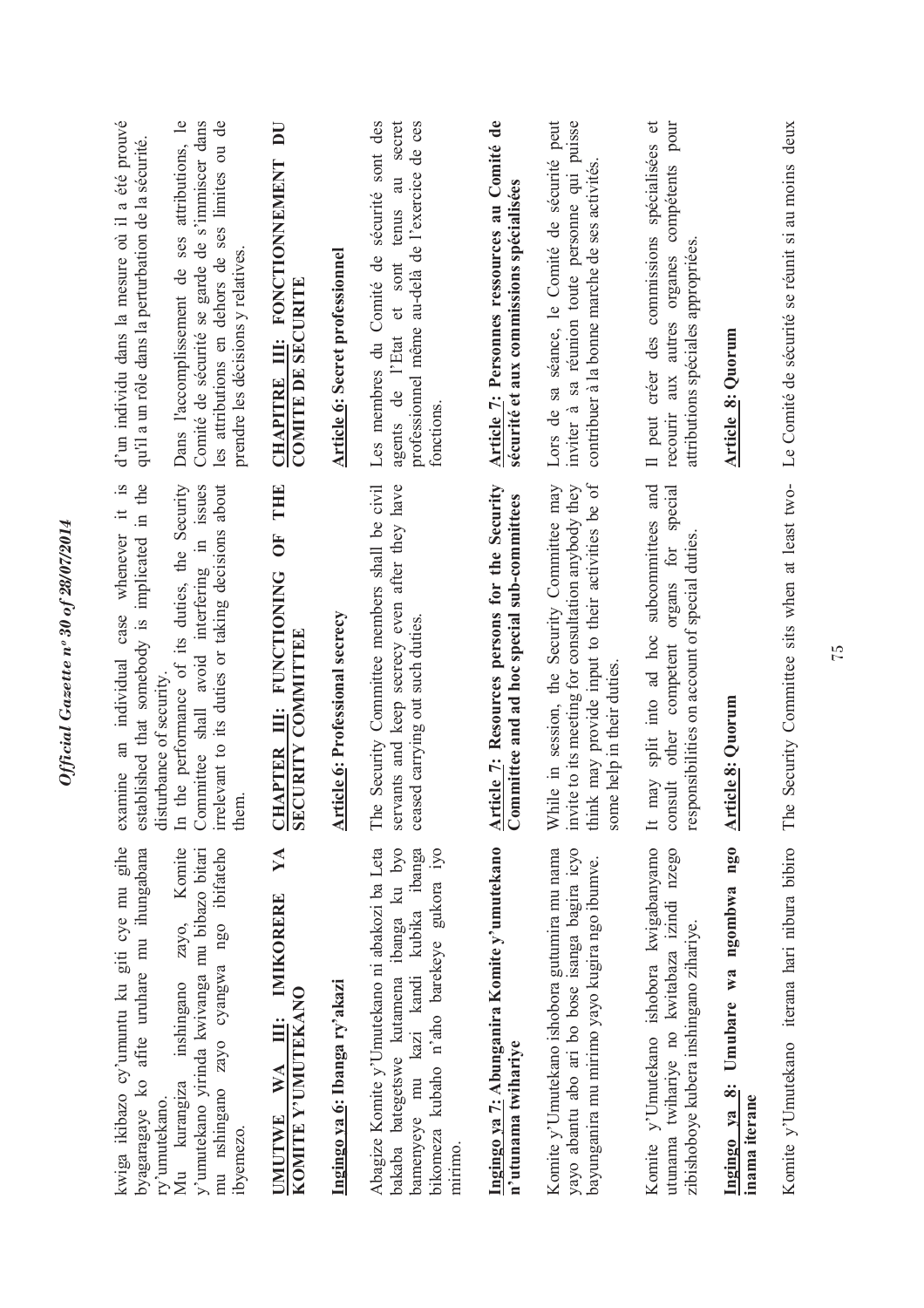kwiga ikibazo cy'umuntu ku giti cye mu gihe byagaragaye ko afite uruhare mu ihungabana ry'umutekano.

Mu kurangiza inshingano zayo, Komite y'umutekano yirinda kwivanga mu bibazo bitari mu nshingano zayo cyangwa ngo ibifateho ibyemezo.

**UMUTWE WA III: IMIKORERE YA KOMITE Y'UMUTEKANO**

**Ingingo ya 6: Ibanga ry'akazi**

Abagize Komite y'Umutekano ni abakozi ba Leta bakaba bategetswe kutamena ibanga ku byo bamenyeye mu kazi kandi kubika ibanga bikomeza kubaho n'aho barekeye gukora iyo mirimo.

**Ingingo ya 7: Abunganira Komite y'umutekano n'utunama twihariye**

Komite y'Umutekano ishobora gutumira mu nama yayo abantu abo ari bo bose isanga bagira icyo bayunganira mu mirimo yayo kugira ngo ibumve.

Komite y'Umutekano ishobora kwigabanyamo utunama twihariye no kwitabaza izindi nzego zibishoboye kubera inshingano zihariye.

**Ingingo ya 8: Umubare wa ngombwa ngo inama iterane**

Komite y'Umutekano iterana hari nibura bibiro

examine an individual case whenever it is established that somebody is implicated in the disturbance of security.

In the performance of its duties, the Security Committee shall avoid interfering in issues irrelevant to its duties or taking decisions about them.

**CHAPTER III: FUNCTIONING OF THE SECURITY COMMITTEE**

**Article 6: Professional secrecy**

The Security Committee members shall be civil servants and keep secrecy even after they have ceased carrying out such duties.

**Article 7: Resources persons for the Security Committee and ad hoc special sub-committees**

While in session, the Security Committee may invite to its meeting for consultation anybody they think may provide input to their activities be of some help in their duties.

It may split into ad hoc subcommittees and consult other competent organs for special responsibilities on account of special duties.

**Article 8: Quorum**

The Security Committee sits when at least two-

d'un individu dans la mesure où il a été prouvé qu'il a un rôle dans la perturbation de la sécurité.

Dans l'accomplissement de ses attributions, le Comité de sécurité se garde de s'immiscer dans les attributions en dehors de ses limites ou de prendre les décisions y relatives.

**CHAPITRE III: FONCTIONNEMENT DU COMITE DE SECURITE**

**Article 6: Secret professionnel**

Les membres du Comité de sécurité sont des agents de l'Etat et sont tenus au secret professionnel même au-delà de l'exercice de ces fonctions.

**Article 7: Personnes ressources au Comité de sécurité et aux commissions spécialisées**

Lors de sa séance, le Comité de sécurité peut inviter à sa réunion toute personne qui puisse contribuer à la bonne marche de ses activités.

Il peut créer des commissions spécialisées et recourir aux autres organes compétents pour attributions spéciales appropriées.

**Article 8: Quorum**

Le Comité de sécurité se réunit si au moins deux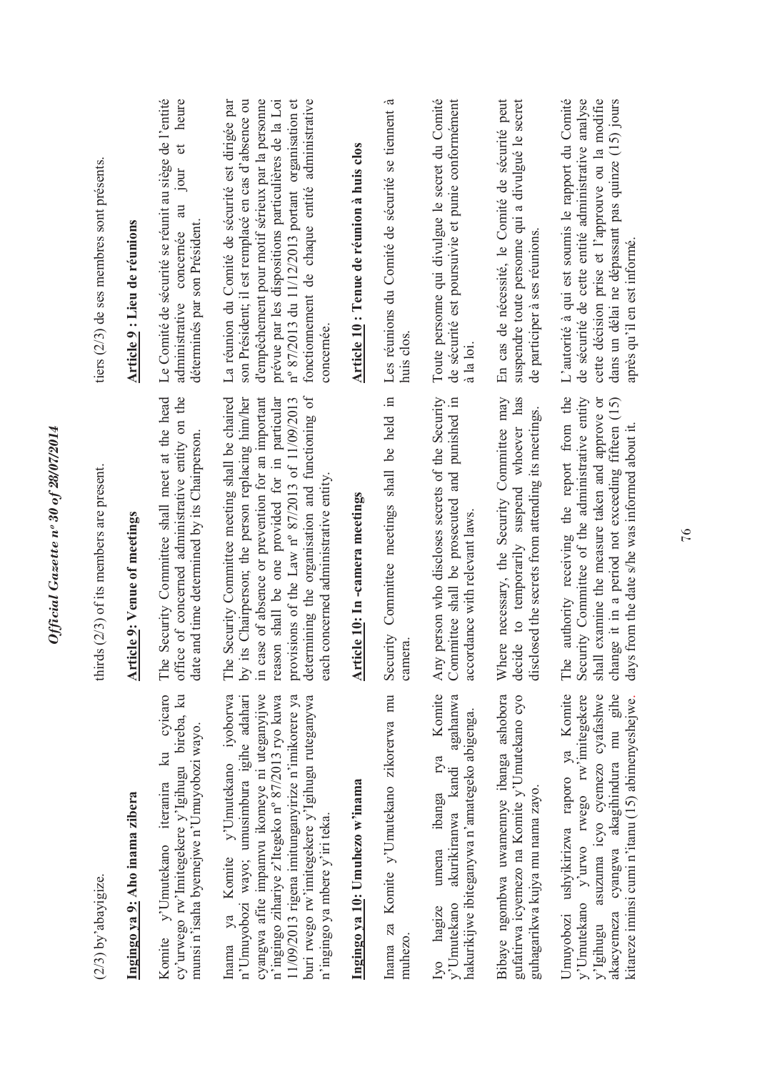(2/3) by'abayigize.

thirds (2/3) of its members are present.

tiers (2/3) de ses membres sont présents.

**Ingingo ya 9: Aho inama zibera**

Komite y'Umutekano iteranira ku cyicaro cy'urwego rw'Imitegekere y'Igihugu bireba, ku munsi n'isaha byemejwe n'Umuyobozi wayo.

Inama ya Komite y'Umutekano iyoborwa n'Umuyobozi wayo; umusimbura igihe adahari cyangwa afite impamvu ikomeye ni uteganyijwe n'ingingo zihariye z'Itegeko nº 87/2013 ryo kuwa 11/09/2013 rigena imitunganyirize n'imikorere ya buri rwego rw'imitegekere y'Igihugu ruteganywa n'ingingo ya mbere y'iri teka.

**Ingingo ya 10: Umuhezo w'inama**

Inama za Komite y'Umutekano zikorerwa mu muhezo.

Iyo hagize umena ibanga rya Komite y'Umutekano akurikiranwa kandi agahanwa hakurikijwe ibiteganywa n'amategeko abigenga.

Bibaye ngombwa uwamennye ibanga ashobora gufatirwa icyemezo na Komite y'Umutekano cyo guhagarikwa kujya mu nama zayo.

Umuyobozi ushyikirizwa raporo ya Komite y'Umutekano y'urwo rwego rw'imitegekere y'Igihugu asuzuma icyo cyemezo cyafashwe akacyemeza cyangwa akagihindura mu gihe kitarenze iminsi cumi n'itanu (15) abimenyeshejwe.

**Article 9: Venue of meetings**

The Security Committee shall meet at the head office of concerned administrative entity on the date and time determined by its Chairperson.

The Security Committee meeting shall be chaired by its Chairperson; the person replacing him/her in case of absence or prevention for an important reason shall be one provided for in particular provisions of the Law nº 87/2013 of 11/09/2013 determining the organisation and functioning of each concerned administrative entity.

**Article 10: In -camera meetings**

Security Committee meetings shall be held in camera.

Any person who discloses secrets of the Security Committee shall be prosecuted and punished in accordance with relevant laws.

Where necessary, the Security Committee may decide to temporarily suspend whoever has disclosed the secrets from attending its meetings.

The authority receiving the report from the Security Committee of the administrative entity shall examine the measure taken and approve or change it in a period not exceeding fifteen (15) days from the date s/he was informed about it.

**Article 9 : Lieu de réunions**

Le Comité de sécurité se réunit au siège de l'entité administrative concernée au jour et heure déterminés par son Président.

La réunion du Comité de sécurité est dirigée par son Président; il est remplacé en cas d'absence ou d'empêchement pour motif sérieux par la personne prévue par les dispositions particulières de la Loi nº 87/2013 du 11/12/2013 portant organisation et fonctionnement de chaque entité administrative concernée.

**Article 10 : Tenue de réunion à huis clos**

Les réunions du Comité de sécurité se tiennent à huis clos.

Toute personne qui divulgue le secret du Comité de sécurité est poursuivie et punie conformément à la loi.

En cas de nécessité, le Comité de sécurité peut suspendre toute personne qui a divulgué le secret de participer à ses réunions.

L'autorité à qui est soumis le rapport du Comité de sécurité de cette entité administrative analyse cette décision prise et l'approuve ou la modifie dans un délai ne dépassant pas quinze (15) jours après qu'il en est informé.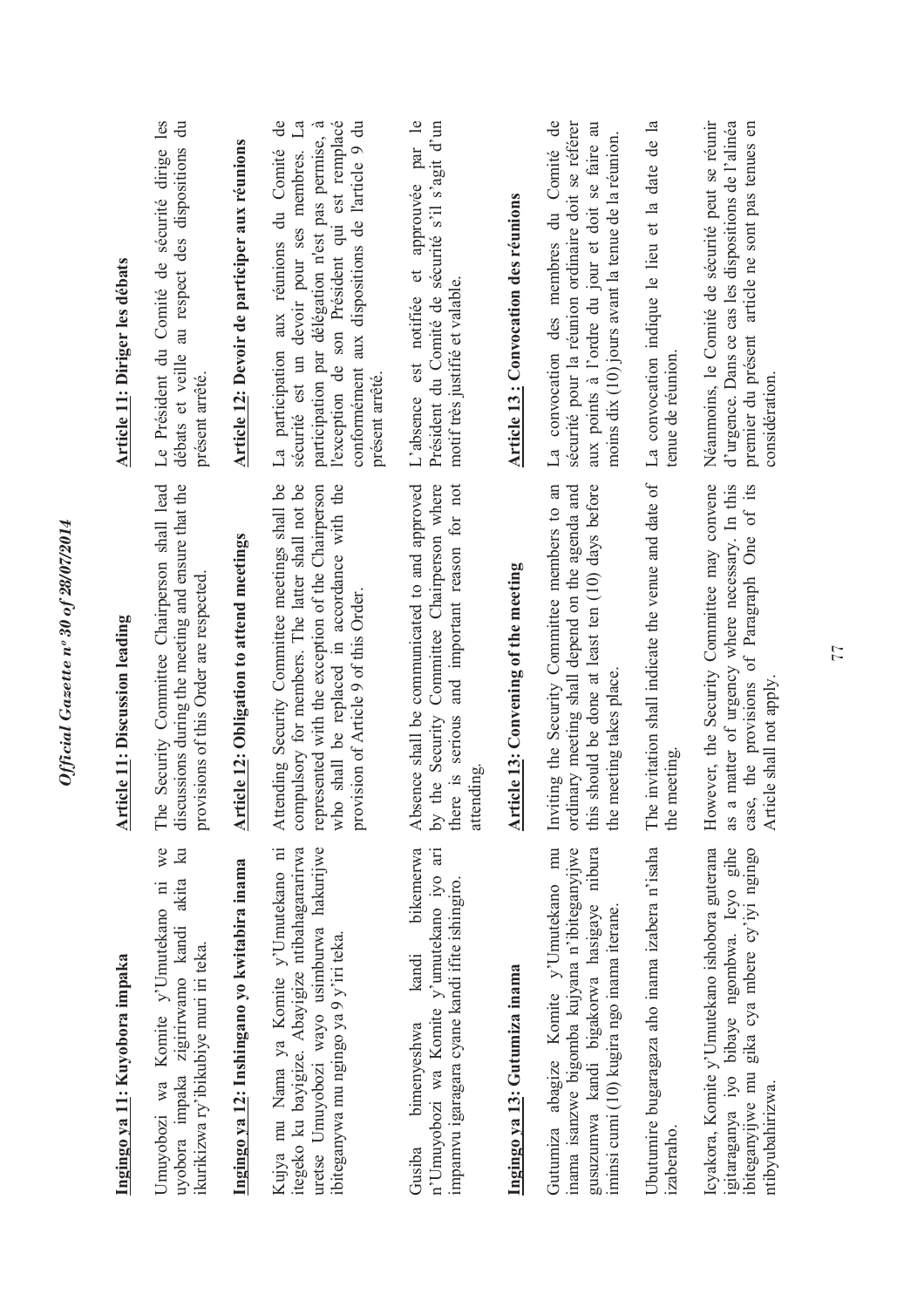**Ingingo ya 11: Kuyobora impaka**

Umuyobozi wa Komite y'Umutekano ni we uyobora impaka zigiriwamo kandi akita ku ikurikizwa ry'ibikubiye muri iri teka.

**Ingingo ya 12: Inshingano yo kwitabira inama**

Kujya mu Nama ya Komite y'Umutekano ni itegeko ku bayigize. Abayigize ntibahagararirwa uretse Umuyobozi wayo usimburwa hakurijwe ibiteganywa mu ngingo ya 9 y'iri teka.

Gusiba bimenyeshwa kandi bikemerwa n'Umuyobozi wa Komite y'umutekano iyo ari impamvu igaragara cyane kandi ifite ishingiro.

**Ingingo ya 13: Gutumiza inama**

Gutumiza abagize Komite y'Umutekano mu inama isanzwe bigomba kujyana n'ibiteganyijwe gusuzumwa kandi bigakorwa hasigaye nibura iminsi icumi (10) kugira ngo inama iterane.

Ubutumire bugaragaza aho inama izabera n'itariki izaberaho.

Icyakora, Komite y'Umutekano ishobora guterana igitaraganya iyo bibaye ngombwa. Icyo gihe ibiteganyijwe mu gika cya mbere cy'iyi ngingo ntibyubahirizwa.

**Article 11: Discussion leading**

The Security Committee Chairperson shall lead discussions during the meeting and ensure that the provisions of this Order are respected.

**Article 12: Obligation to attend meetings**

Attending Security Committee meetings shall be compulsory for members. The latter shall not be represented with the exception of the Chairperson who shall be replaced in accordance with the provision of Article 9 of this Order.

Absence shall be communicated to and approved by the Security Committee Chairperson where there is serious and important reason for not attending.

**Article 13: Convening of the meeting**

Inviting the Security Committee members to an ordinary meeting shall depend on the agenda and this should be done at least ten (10) days before the meeting takes place.

The invitation shall indicate the venue and date of the meeting.

However, the Security Committee may convene as a matter of urgency where necessary. In this case, the provisions of Paragraph One of its Article shall not apply.

**Article 11: Diriger les débats**

Le Président du Comité de sécurité dirige les débats et veille au respect des dispositions du présent arrêté.

**Article 12: Devoir de participer aux réunions**

La participation aux réunions du Comité de sécurité est un devoir pour ses membres. La participation par délégation n'est pas permise, à l'exception de son Président qui est remplacé conformément aux dispositions de l'article 9 du présent arrêté.

L'absence est notifiée et approuvée par le Président du Comité de sécurité s'il s'agit d'un motif très justifié et valable.

**Article 13 : Convocation des réunions**

La convocation des membres du Comité de sécurité pour la réunion ordinaire doit se référer aux points à l'ordre du jour et doit se faire au moins dix (10) jours avant la tenue de la réunion.

La convocation indique le lieu et la date de la tenue de réunion.

Néanmoins, le Comité de sécurité peut se réunir d'urgence. Dans ce cas les dispositions de l'alinéa premier du présent article ne sont pas tenues en considération.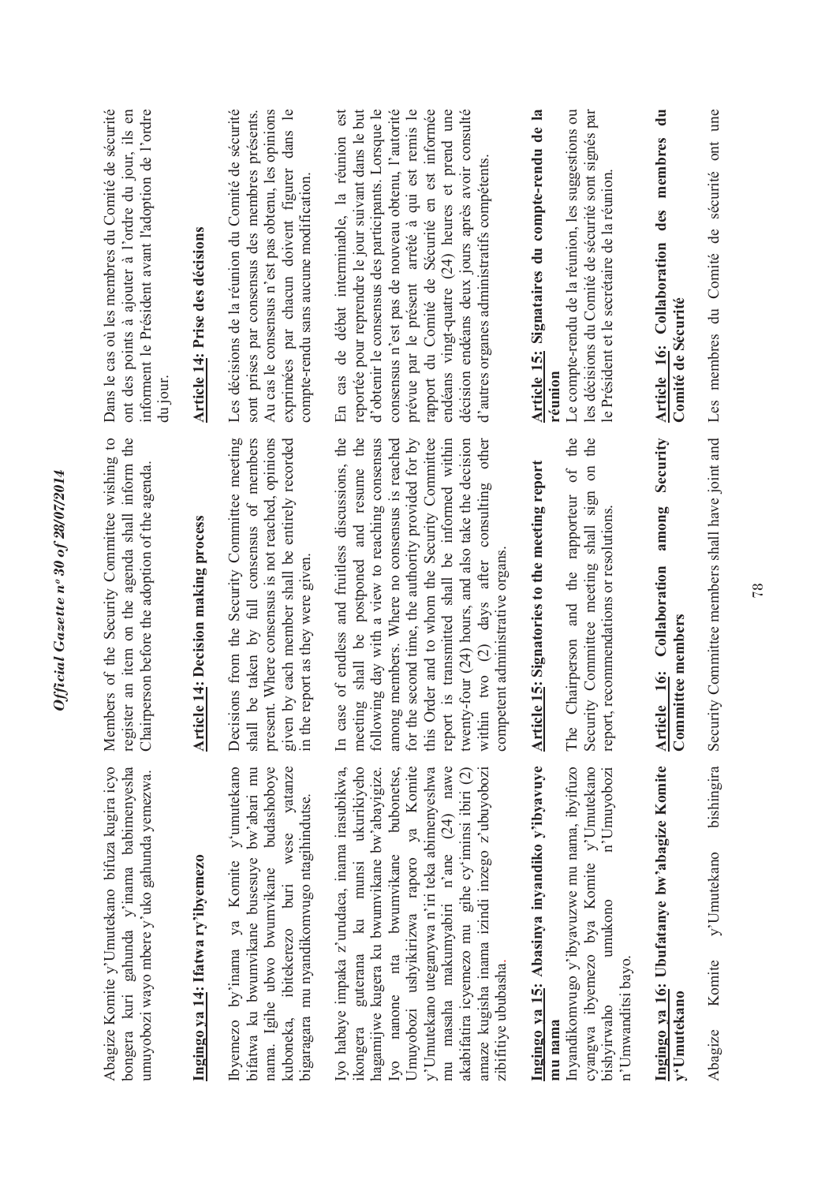Abagize Komite y'Umutekano bifuza kugira icyo bongera kuri gahunda y'inama babimenyesha umuyobozi wayo mbere y'uko gahunda yemezwa.

**Ingingo ya 14: Ifatwa ry'ibyemezo**

Ibyemezo by'inama ya Komite y'umutekano bifatwa ku bwumvikane busesuye bw'abari mu nama. Igihe ubwo bwumvikane budashoboye kuboneka, ibitekerezo buri wese yatanze bigaragara mu nyandikomvugo ntagihindutse.

Iyo habaye impaka z'urudaca, inama irasubikwa, ikongera guterana ku munsi ukurikiyeho hagamijwe kugera ku bwumvikane bw'abayigize. Iyo nanone nta bwumvikane bubonetse, Umuyobozi ushyikirizwa raporo ya Komite y'Umutekano uteganywa n'iri teka abimenyeshwa mu masaha makumyabiri n'ane (24) nawe akabifatira icyemezo mu gihe cy'iminsi ibiri (2) amaze kugisha inama izindi nzego z'ubuyobozi zibifitiye ububasha.

**Ingingo ya 15: Abasinya inyandiko y'ibyavuye mu nama**

Inyandikomvugo y'ibyavuzwe mu nama, ibyifuzo cyangwa ibyemezo bya Komite y'Umutekano bishyirwaho umukono n'Umuyobozi n'Umwanditsi bayo.

**Ingingo ya 16: Ubufatanye bw'abagize Komite y'Umutekano**

Abagize Komite y'Umutekano bishingira

Members of the Security Committee wishing to register an item on the agenda shall inform the Chairperson before the adoption of the agenda.

**Article 14: Decision making process**

Decisions from the Security Committee meeting shall be taken by full consensus of members present. Where consensus is not reached, opinions given by each member shall be entirely recorded in the report as they were given.

In case of endless and fruitless discussions, the meeting shall be postponed and resume the following day with a view to reaching consensus among members. Where no consensus is reached for the second time, the authority provided for by this Order and to whom the Security Committee report is transmitted shall be informed within twenty-four (24) hours, and also take the decision within two (2) days after consulting other competent administrative organs.

**Article 15: Signatories to the meeting report**

The Chairperson and the rapporteur of the Security Committee meeting shall sign on the report, recommendations or resolutions.

**Article 16: Collaboration among Security Committee members**

Security Committee members shall have joint and

Dans le cas où les membres du Comité de sécurité ont des points à ajouter à l'ordre du jour, ils en informent le Président avant l'adoption de l'ordre du jour.

**Article 14: Prise des décisions**

Les décisions de la réunion du Comité de sécurité sont prises par consensus des membres présents. Au cas le consensus n'est pas obtenu, les opinions exprimées par chacun doivent figurer dans le compte-rendu sans aucune modification.

En cas de débat interminable, la réunion est reportée pour reprendre le jour suivant dans le but d'obtenir le consensus des participants. Lorsque le consensus n'est pas de nouveau obtenu, l'autorité prévue par le présent arrêté à qui est remis le rapport du Comité de Sécurité en est informée endéans vingt-quatre (24) heures et prend une décision endéans deux jours après avoir consulté d'autres organes administratifs compétents.

**Article 15: Signataires du compte-rendu de la réunion**

Le compte-rendu de la réunion, les suggestions ou les décisions du Comité de sécurité sont signés par le Président et le secrétaire de la réunion.

**Article 16: Collaboration des membres du Comité de Sécurité**

Les membres du Comité de sécurité ont une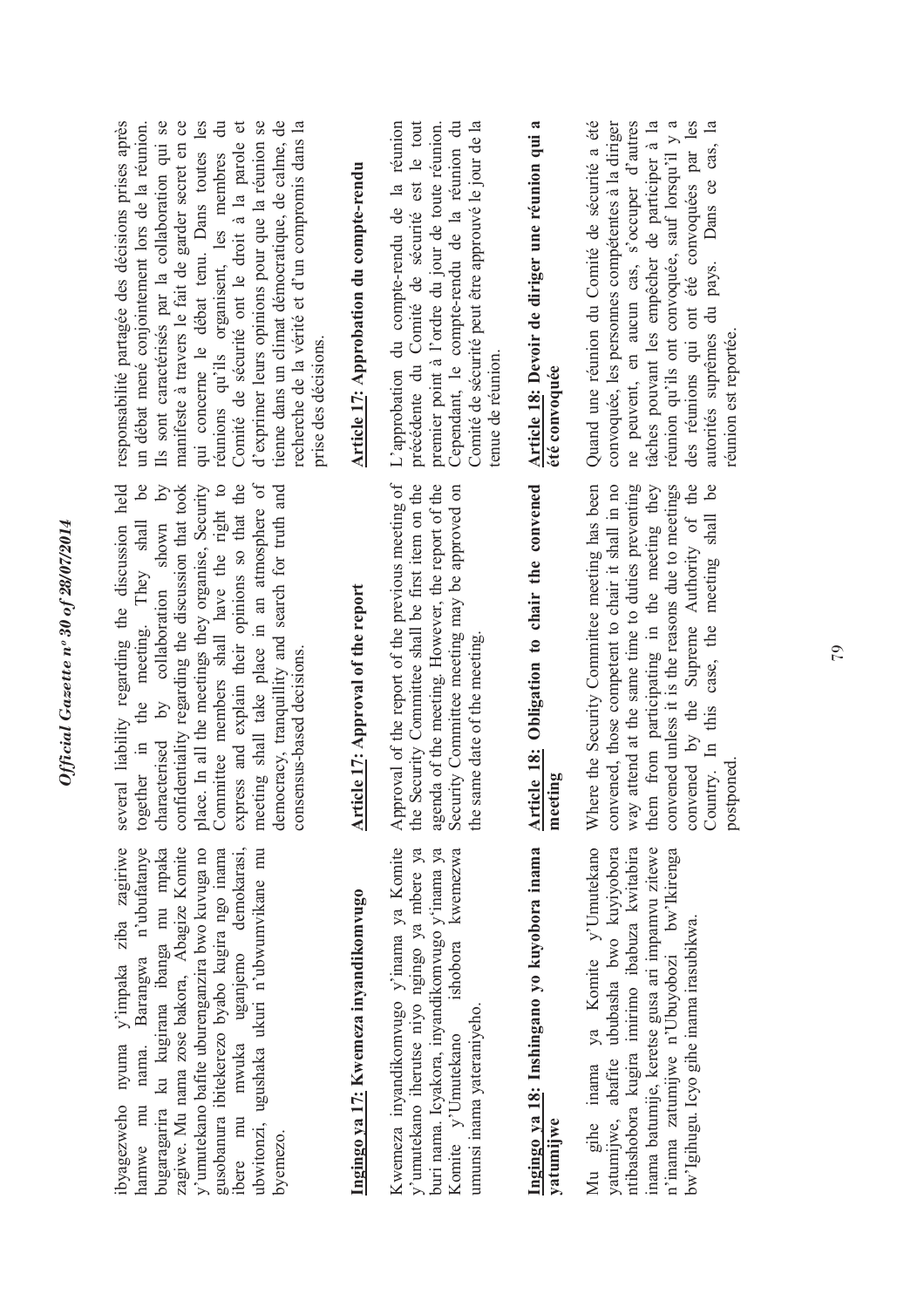ibyagezweho nyuma y'impaka ziba zagiriwe hamwe mu nama. Barangwa n'ubufatanye bugaragarira ku kugirana ibanga mu mpaka zagiwe. Mu nama zose bakora, Abagize Komite y'umutekano bafite uburenganzira bwo kuvuga no gusobanura ibitekerezo byabo kugira ngo inama ibere mu mwuka uganjemo demokarasi, ubwitonzi, ugushaka ukuri n'ubwumvikane mu byemezo.

### Ingingo ya 17: Kwemeza inyandikomvugo

Kwemeza inyandikomvugo y'inama ya Komite y'umutekano iheruka niyo ngingo ya mbere ya buri nama. Icyakora, inyandikomvugo y'inama ya Komite y'Umutekano ishobora kwemezwa umunsi inama yateraniyeho.

### Ingingo ya 18: Inshingano yo kuyobora inama yatumijwe

Mu gihe inama ya Komite y'Umutekano yatumijwe, abafite ububasha bwo kuyiyobora ntibashobora kugira imirimo ibabuza kwitabira inama batumije, keretse gusa ari impamvu zitewe n'inama zatumijwe n'Ubuyobozi bw'Ikirenga bw'Igihugu. Icyo gihe inama irasubikwa.

---

several liability regarding the discussion held together in the meeting. They shall be characterised by collaboration shown by confidentiality regarding the discussion that took place. In all the meetings they organise, Security Committee members shall have the right to express and explain their opinions so that the meeting shall take place in an atmosphere of democracy, tranquillity and search for truth and consensus-based decisions.

### Article 17: Approval of the report

Approval of the report of the previous meeting of the Security Committee shall be first item on the agenda of the meeting. However, the report of the Security Committee meeting may be approved on the same date of the meeting.

### Article 18: Obligation to chair the convened meeting

Where the Security Committee meeting has been convened, those competent to chair it shall in no way attend at the same time to duties preventing them from participating in the meeting they convened unless it is the reasons due to meetings convened by the Supreme Authority of the Country. In this case, the meeting shall be postponed.

---

responsabilité partagée des décisions prises après un débat mené conjointement lors de la réunion. Ils sont caractérisés par la collaboration qui se manifeste à travers le fait de garder secret en ce qui concerne le débat tenu. Dans toutes les réunions qu'ils organisent, les membres du Comité de sécurité ont le droit à la parole et d'exprimer leurs opinions pour que la réunion se tienne dans un climat démocratique, de calme, de recherche de la vérité et d'un compromis dans la prise des décisions.

### Article 17: Approbation du compte-rendu

L'approbation du compte-rendu de la réunion précédente du Comité de sécurité est le tout premier point à l'ordre du jour de toute réunion. Cependant, le compte-rendu de la réunion du Comité de sécurité peut être approuvé le jour de la tenue de réunion.

### Article 18: Devoir de diriger une réunion qui a été convoquée

Quand une réunion du Comité de sécurité a été convoquée, les personnes compétentes à la diriger ne peuvent, en aucun cas, s'occuper d'autres tâches pouvant les empêcher de participer à la réunion qu'ils ont convoquée, sauf lorsqu'il y a des réunions qui ont été convoquées par les autorités suprêmes du pays. Dans ce cas, la réunion est reportée.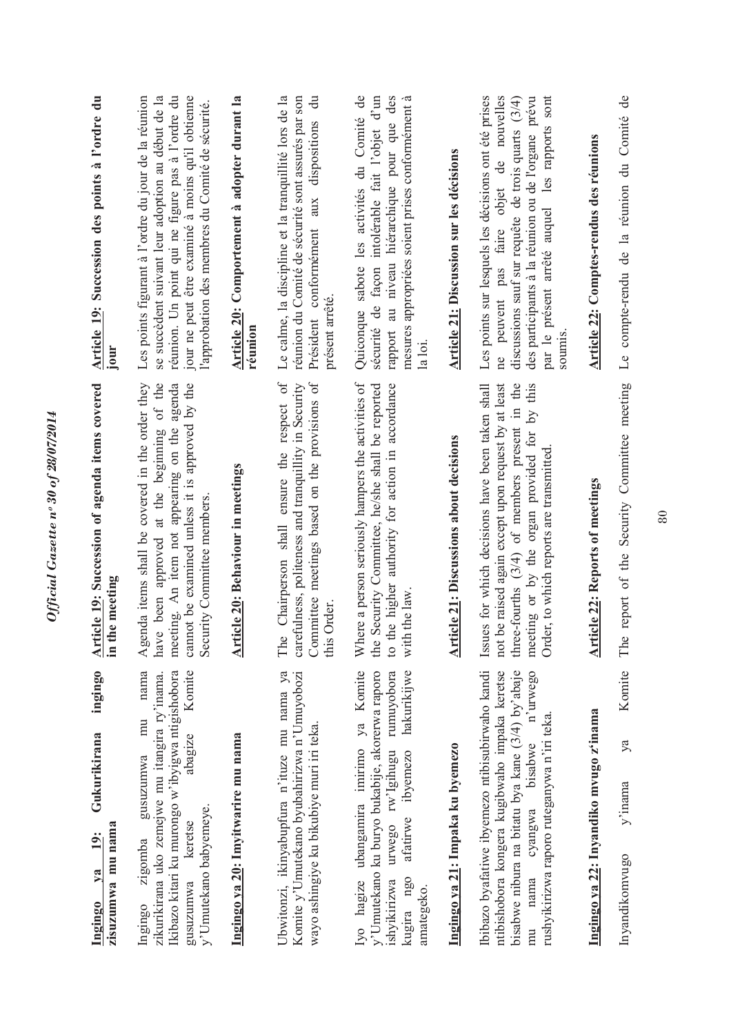**Ingingo ya 19: Gukurikirana ingingo zisuzumwa mu nama**

Ingingo zigomba gusuzumwa mu nama zikurikirana uko zemejwe mu itangira ry'inama. Ikibazo kitari ku murongo w'ibyigwa ntigishobora gusuzumwa keretse abagize Komite y'Umutekano babyemeye.

**Ingingo ya 20: Imyitwarire mu nama**

Ubwitonzi, ikinyabupfura n'ituze mu nama ya Komite y'Umutekano byubahirizwa n'Umuyobozi wayo ashingiye ku bikubiye muri iri teka.

Iyo hagize ubangamira imirimo ya Komite y'Umutekano ku buryo bukabije, akorerwa raporo ishyikirizwa urwego rw'Igihugu rumuyobora kugira ngo afatirwe ibyemezo hakurikijwe amategeko.

**Ingingo ya 21: Impaka ku byemezo**

Ibibazo byafatiwe ibyemezo ntibisubirwaho kandi ntibishobora kongera kugibwaho impaka keretse bisabwe nibura na bitatu bya kane (3/4) by'abaje mu nama cyangwa bisabwe n'urwego rushyikirizwa raporo ruteganywa n'iri teka.

**Ingingo ya 22: Inyandiko mvugo z'inama**

Inyandikomvugo y'inama ya Komite

**Article 19: Succession of agenda items covered in the meeting**

Agenda items shall be covered in the order they have been approved at the beginning of the meeting. An item not appearing on the agenda cannot be examined unless it is approved by the Security Committee members.

**Article 20: Behaviour in meetings**

The Chairperson shall ensure the respect of carefulness, politeness and tranquillity in Security Committee meetings based on the provisions of this Order.

Where a person seriously hampers the activities of the Security Committee, he/she shall be reported to the higher authority for action in accordance with the law.

**Article 21: Discussions about decisions**

Issues for which decisions have been taken shall not be raised again except upon request by at least three-fourths (3/4) of members present in the meeting or by the organ provided for by this Order, to which reports are transmitted.

**Article 22: Reports of meetings**

The report of the Security Committee meeting

**Article 19: Succession des points à l'ordre du jour**

Les points figurant à l'ordre du jour de la réunion se succèdent suivant leur adoption au début de la réunion. Un point qui ne figure pas à l'ordre du jour ne peut être examiné à moins qu'il obtienne l'approbation des membres du Comité de sécurité.

**Article 20: Comportement à adopter durant la réunion**

Le calme, la discipline et la tranquillité lors de la réunion du Comité de sécurité sont assurés par son Président conformément aux dispositions du présent arrêté.

Quiconque sabote les activités du Comité de sécurité de façon intolérable fait l'objet d'un rapport au niveau hiérarchique pour que des mesures appropriées soient prises conformément à la loi.

**Article 21: Discussion sur les décisions**

Les points sur lesquels les décisions ont été prises ne peuvent pas faire objet de nouvelles discussions sauf sur requête de trois quarts (3/4) des participants à la réunion ou de l'organe prévu par le présent arrêté auquel les rapports sont soumis.

**Article 22: Comptes-rendus des réunions**

Le compte-rendu de la réunion du Comité de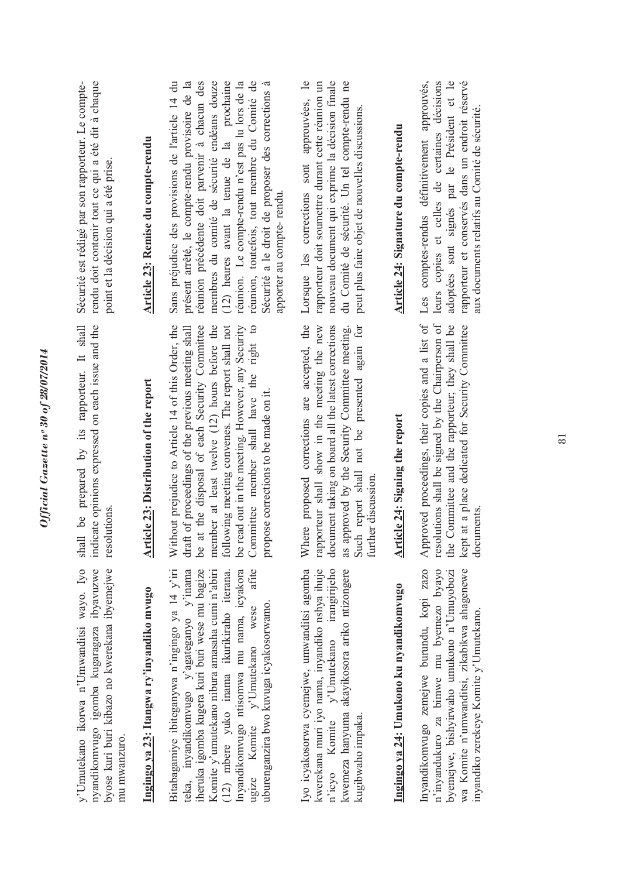y'Umutekano ikorwa n'Umwanditsi wayo. Iyo nyandikomvugo igomba kugaragaza ibyavuzwe byose kuri buri kibazo no kwerekana ibyemejwe mu mwanzuro.

## Ingingo ya 23: Itangwa ry'inyandiko mvugo

Bitabangamiye ibiteganywa n'ingingo ya 14 y'iri teka, inyandikomvugo y'agateganyo y'inama iheruka igomba kugera kuri buri wese mu bagize Komite y'umutekano nibura amasaha cumi n'abiri (12) mbere yuko inama ikurikiraho iterana. Inyandikomvugo ntisomwa mu nama, icyakora ugize Komite y'Umutekano wese afite uburenganzira bwo kuvuga icyakosorwamo.

Iyo icyakosorwa cyemejwe, umwanditsi agomba kwerekana muri iyo nama, inyandiko nshya ihuje n'icyo Komite y'Umutekano irangirijeho kwemeza hanyuma akayikosora ariko ntizongere kugibwaho impaka.

## Ingingo ya 24: Umukono ku nyandikomvugo

Inyandikomvugo zemejwe burundu, kopi zazo n'inyandukuro za bimwe mu byemezo byayo byemejwe, bishyirwaho umukono n'Umuyobozi wa Komite n'umwanditsi, zikabikwa ahagenewe inyandiko zerekeye Komite y'Umutekano.

shall be prepared by its rapporteur. It shall indicate opinions expressed on each issue and the resolutions.

## Article 23: Distribution of the report

Without prejudice to Article 14 of this Order, the draft of proceedings of the previous meeting shall be at the disposal of each Security Committee member at least twelve (12) hours before the following meeting convenes. The report shall not be read out in the meeting. However, any Security Committee member shall have the right to propose corrections to be made on it.

Where proposed corrections are accepted, the rapporteur shall show in the meeting the new document taking on board all the latest corrections as approved by the Security Committee meeting. Such report shall not be presented again for further discussion.

## Article 24: Signing the report

Approved proceedings, their copies and a list of resolutions shall be signed by the Chairperson of the Committee and the rapporteur; they shall be kept at a place dedicated for Security Committee documents.

Sécurité est rédigé par son rapporteur. Le compte-rendu doit contenir tout ce qui a été dit à chaque point et la décision qui a été prise.

## Article 23: Remise du compte-rendu

Sans préjudice des provisions de l'article 14 du présent arrêté, le compte-rendu provisoire de la réunion précédente doit parvenir à chacun des membres du comité de sécurité endéans douze (12) heures avant la tenue de la prochaine réunion. Le compte-rendu n'est pas lu lors de la réunion, toutefois, tout membre du Comité de Sécurité a le droit de proposer des corrections à apporter au compte- rendu.

Lorsque les corrections sont approuvées, le rapporteur doit soumettre durant cette réunion un nouveau document qui exprime la décision finale du Comité de sécurité. Un tel compte-rendu ne peut plus faire objet de nouvelles discussions.

## Article 24: Signature du compte-rendu

Les comptes-rendus définitivement approuvés, leurs copies et celles de certaines décisions adoptées sont signés par le Président et le rapporteur et conservés dans un endroit réservé aux documents relatifs au Comité de sécurité.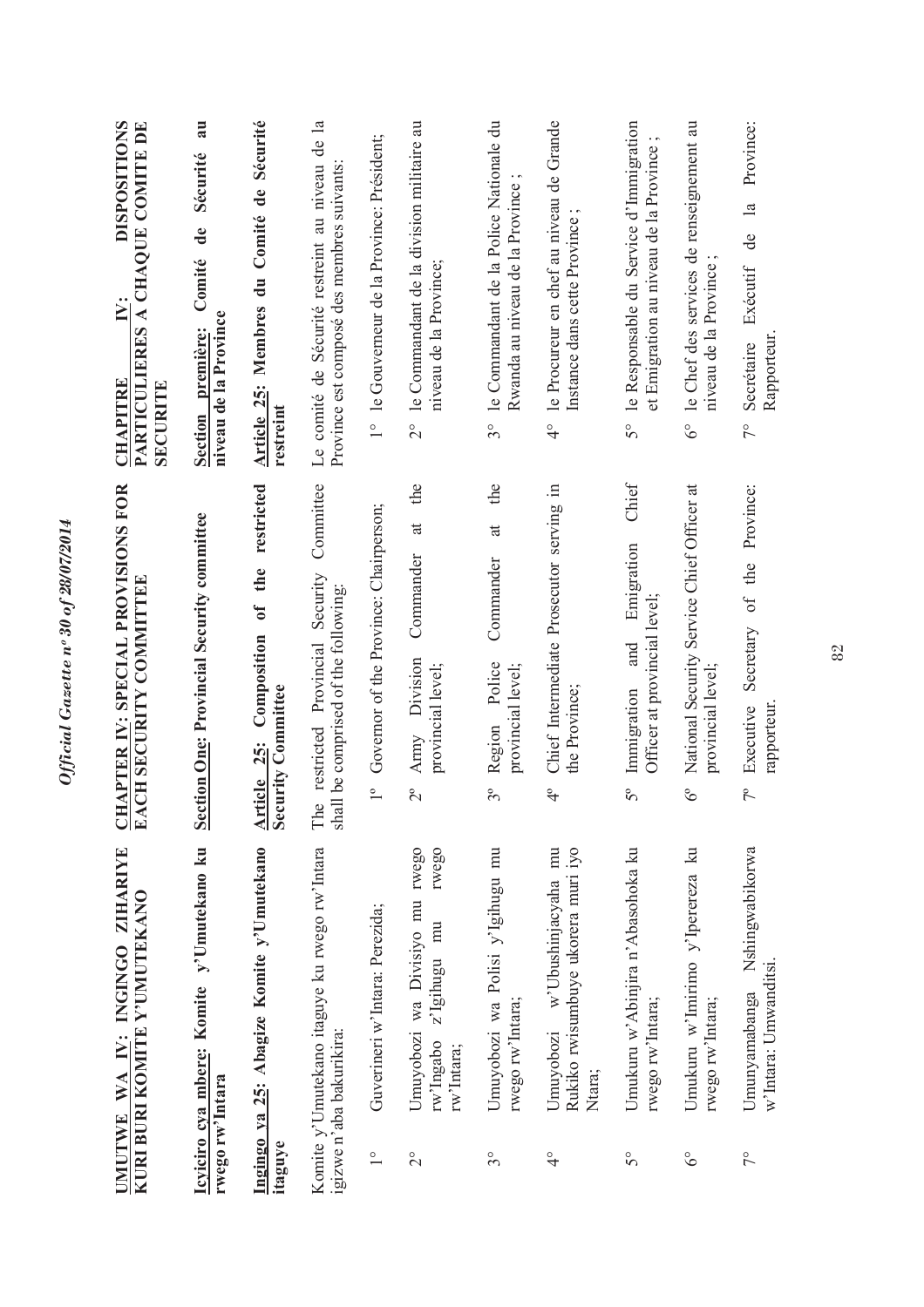**UMUTWE WA IV: INGINGO ZIHARIYE KURI BURI KOMITE Y'UMUTEKANO**

**Icyiciro cya mbere: Komite y'Umutekano ku rwego rw'Intara**

**Ingingo ya 25: Abagize Komite y'Umutekano itaguye**

Komite y'Umutekano itaguye ku rwego rw'Intara igizwe n'aba bakurikira:

1° Guverineri w'Intara: Perezida;

2° Umuyobozi wa Divisiyo mu rwego rw'Ingabo z'Igihugu mu rwego rw'Intara;

3° Umuyobozi wa Polisi y'Igihugu mu rwego rw'Intara;

4° Umuyobozi w'Ubushinjacyaha mu Rukiko rwisumbuye ukorera muri iyo Ntara;

5° Umukuru w'Abinjira n'Abasohoka ku rwego rw'Intara;

6° Umukuru w'Imirimo y'Iperereza ku rwego rw'Intara;

7° Umunyamabanga Nshingwabikorwa w'Intara: Umwanditsi.

**CHAPTER IV: SPECIAL PROVISIONS FOR EACH SECURITY COMMITTEE**

**Section One: Provincial Security committee**

**Article 25: Composition of the restricted Security Committee**

The restricted Provincial Security Committee shall be comprised of the following:

1° Governor of the Province: Chairperson;

2° Army Division Commander at the provincial level;

3° Region Police Commander at the provincial level;

4° Chief Intermediate Prosecutor serving in the Province;

5° Immigration and Emigration Chief Officer at provincial level;

6° National Security Service Chief Officer at provincial level;

7° Executive Secretary of the Province: rapporteur.

**CHAPITRE IV: DISPOSITIONS PARTICULIERES A CHAQUE COMITE DE SECURITE**

**Section première: Comité de Sécurité au niveau de la Province**

**Article 25: Membres du Comité de Sécurité restreint**

Le comité de Sécurité restreint au niveau de la Province est composé des membres suivants:

1° le Gouverneur de la Province: Président;

2° le Commandant de la division militaire au niveau de la Province;

3° le Commandant de la Police Nationale du Rwanda au niveau de la Province ;

4° le Procureur en chef au niveau de Grande Instance dans cette Province ;

5° le Responsable du Service d'Immigration et Emigration au niveau de la Province ;

6° le Chef des services de renseignement au niveau de la Province ;

7° Secrétaire Exécutif de la Province: Rapporteur.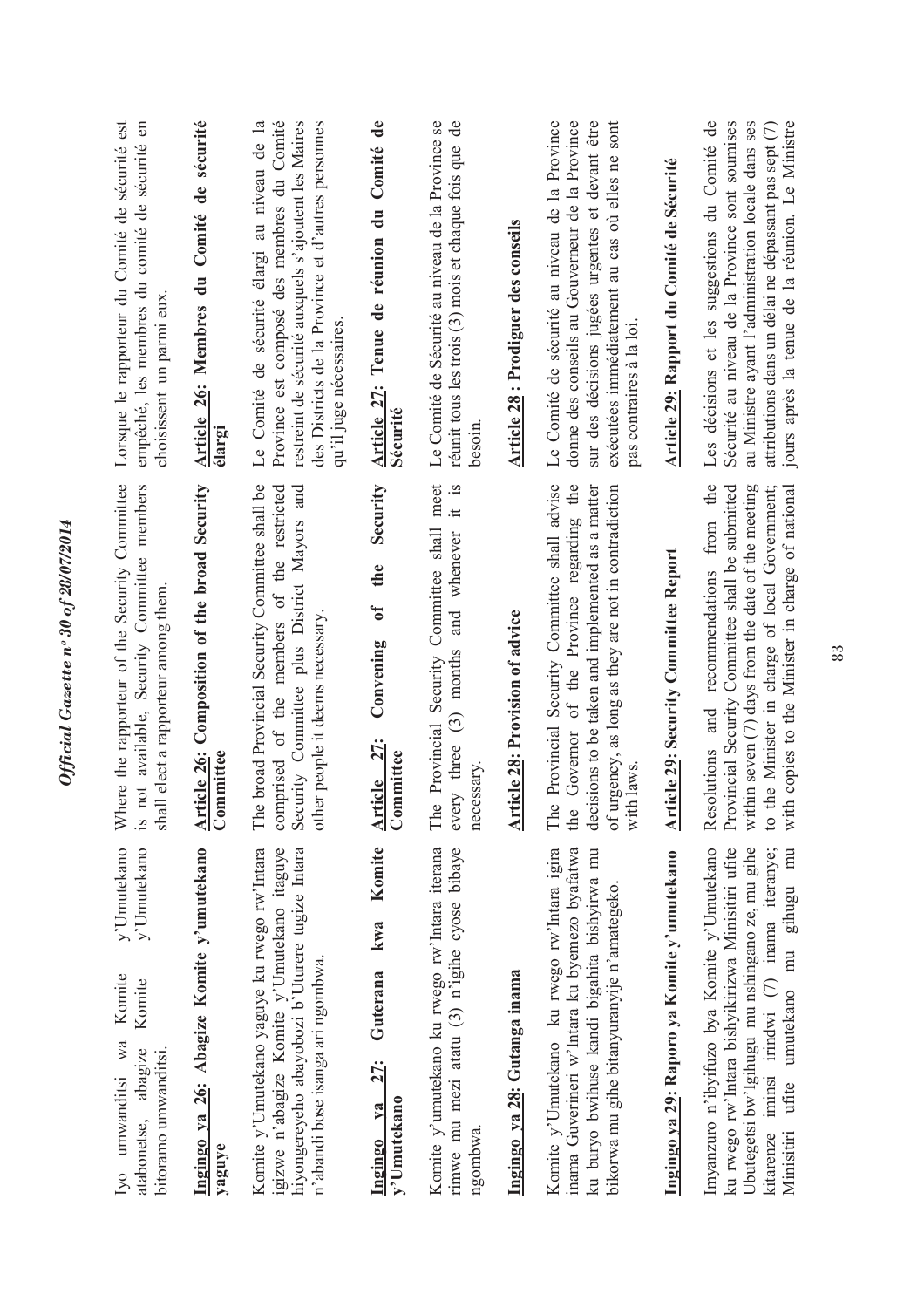Iyo umwanditsi wa Komite y'Umutekano atabonetse, abagize Komite y'Umutekano bitoramo umwanditsi.

**Ingingo ya 26: Abagize Komite y'umutekano yaguye**

Komite y'Umutekano yaguye ku rwego rw'Intara igizwe n'abagize Komite y'Umutekano itaguye hiyongereyeho abayobozi b'Uturere tugize Intara n'abandi bose isanga ari ngombwa.

**Ingingo ya 27: Guterana kwa Komite y'Umutekano**

Komite y'umutekano ku rwego rw'Intara iterana rimwe mu mezi atatu (3) n'igihe cyose bibaye ngombwa.

**Ingingo ya 28: Gutanga inama**

Komite y'Umutekano ku rwego rw'Intara igira inama Guverineri w'Intara ku byemezo byafatwa ku buryo bwihuse kandi bigahita bishyirwa mu bikorwa mu gihe bitanyuranyije n'amategeko.

**Ingingo ya 29: Raporo ya Komite y'umutekano**

Imyanzuro n'ibyifuzo bya Komite y'Umutekano ku rwego rw'Intara bishyikirizwa Minisitiri ufite Ubutegetsi bw'Igihugu mu nshingano ze, mu gihe kitarenze iminsi irindwi (7) inama iteranye; Minisitiri ufite umutekano mu gihugu mu

Where the rapporteur of the Security Committee is not available, Security Committee members shall elect a rapporteur among them.

**Article 26: Composition of the broad Security Committee**

The broad Provincial Security Committee shall be comprised of the members of the restricted Security Committee plus District Mayors and other people it deems necessary.

**Article 27: Convening of the Security Committee**

The Provincial Security Committee shall meet every three (3) months and whenever it is necessary.

**Article 28: Provision of advice**

The Provincial Security Committee shall advise the Governor of the Province regarding the decisions to be taken and implemented as a matter of urgency, as long as they are not in contradiction with laws.

**Article 29: Security Committee Report**

Resolutions and recommendations from the Provincial Security Committee shall be submitted within seven (7) days from the date of the meeting to the Minister in charge of local Government; with copies to the Minister in charge of national

Lorsque le rapporteur du Comité de sécurité est empêché, les membres du comité de sécurité en choisissent un parmi eux.

**Article 26: Membres du Comité de sécurité élargi**

Le Comité de sécurité élargi au niveau de la Province est composé des membres du Comité restreint de sécurité auxquels s'ajoutent les Maires des Districts de la Province et d'autres personnes qu'il juge nécessaires.

**Article 27: Tenue de réunion du Comité de Sécurité**

Le Comité de Sécurité au niveau de la Province se réunit tous les trois (3) mois et chaque fois que de besoin.

**Article 28 : Prodiguer des conseils**

Le Comité de sécurité au niveau de la Province donne des conseils au Gouverneur de la Province sur des décisions jugées urgentes et devant être exécutées immédiatement au cas où elles ne sont pas contraires à la loi.

**Article 29: Rapport du Comité de Sécurité**

Les décisions et les suggestions du Comité de Sécurité au niveau de la Province sont soumises au Ministre ayant l'administration locale dans ses attributions dans un délai ne dépassant pas sept (7) jours après la tenue de la réunion. Le Ministre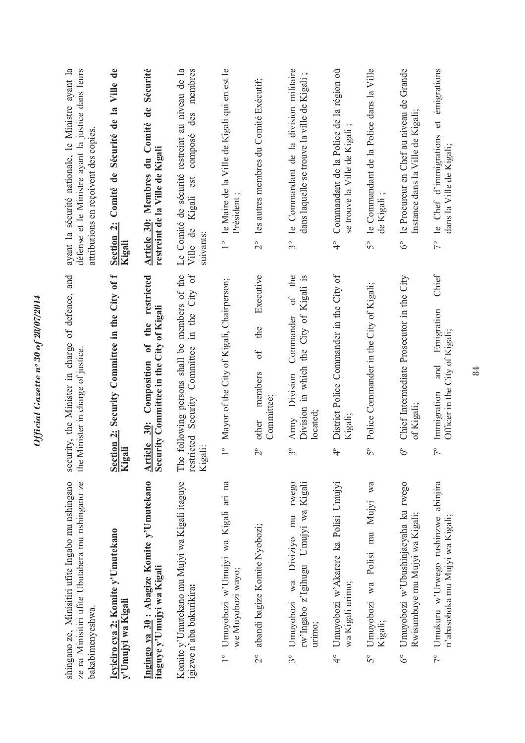shingano ze, Minisitiri ufite Ingabo mu nshingano ze na Minisitiri ufite Ubutabera mu nshingano ze bakabimenyeshwa.

**Icyiciro cya 2: Komite y'Umutekano y'Umujyi wa Kigali**

**Ingingo ya 30 : Abagize Komite y'Umutekano itaguye y'Umujyi wa Kigali**

Komite y'Umutekano mu Mujyi wa Kigali itaguye igizwe n'aba bakurikira:

1° Umuyobozi w'Umujyi wa Kigali ari na we Muyobozi wayo;

2° abandi bagize Komite Nyobozi;

3° Umuyobozi wa Diviziyo mu rwego rw'Ingabo z'Igihugu Umujyi wa Kigali urimo;

4° Umuyobozi w'Akarere ka Polisi Umujyi wa Kigali urimo;

5° Umuyobozi wa Polisi mu Mujyi wa Kigali;

6° Umuyobozi w'Ubushinjacyaha ku rwego Rwisumbuye mu Mujyi wa Kigali;

7° Umukuru w'Urwego rushinzwe abinjira n'abasohoka mu Mujyi wa Kigali;

security, the Minister in charge of defence, and the Minister in charge of justice.

**Section 2: Security Committee in the City of f Kigali**

**Article 30: Composition of the restricted Security Committee in the City of Kigali**

The following persons shall be members of the restricted Security Committee in the City of Kigali:

1° Mayor of the City of Kigali, Chairperson;

2° other members of the Executive Committee;

3° Army Division Commander of the Division in which the City of Kigali is located;

4° District Police Commander in the City of Kigali;

5° Police Commander in the City of Kigali;

6° Chief Intermediate Prosecutor in the City of Kigali;

7° Immigration and Emigration Chief Officer in the City of Kigali;

ayant la sécurité nationale, le Ministre ayant la défense et le Ministre ayant la justice dans leurs attributions en reçoivent des copies.

**Section 2: Comité de Sécurité de la Ville de Kigali**

**Article 30: Membres du Comité de Sécurité restreint de la Ville de Kigali**

Le Comité de sécurité restreint au niveau de la Ville de Kigali est composé des membres suivants:

1° le Maire de la Ville de Kigali qui en est le Président ;

2° les autres membres du Comité Exécutif;

3° le Commandant de la division militaire dans laquelle se trouve la ville de Kigali ;

4° Commandant de la Police de la région où se trouve la Ville de Kigali ;

5° le Commandant de la Police dans la Ville de Kigali ;

6° le Procureur en Chef au niveau de Grande Instance dans la Ville de Kigali;

7° le Chef d'immigrations et émigrations dans la Ville de Kigali;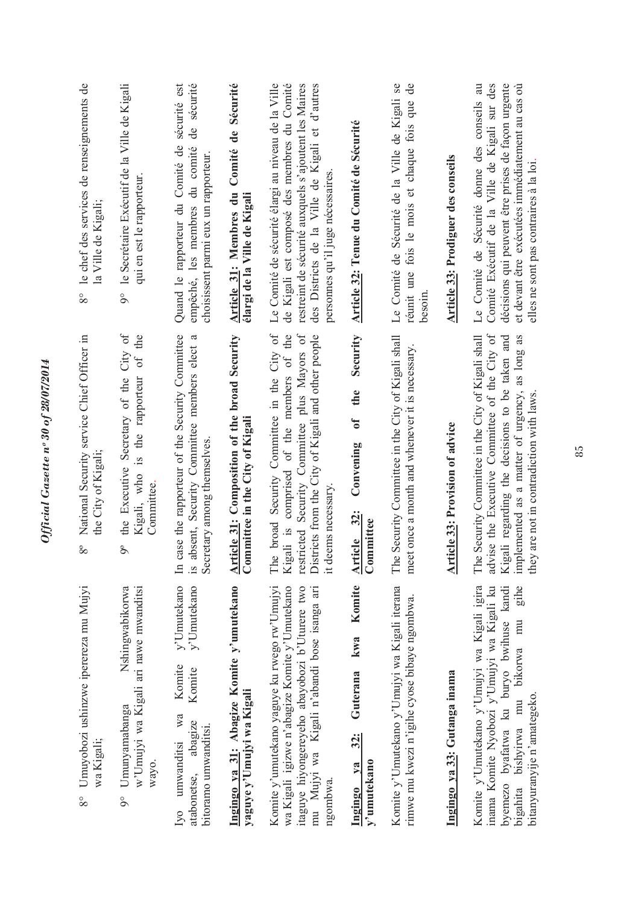8° Umuyobozi ushinzwe iperereza mu Mujyi wa Kigali;

9° Umunyamabanga Nshingwabikorwa w'Umujyi wa Kigali ari nawe mwanditsi wayo.

Iyo umwanditsi wa Komite y'Umutekano atabonetse, abagize Komite y'Umutekano bitoramo umwanditsi.

**Ingingo ya 31: Abagize Komite y'umutekano yaguye y'Umujyi wa Kigali**

Komite y'umutekano yaguye ku rwego rw'Umujyi wa Kigali igizwe n'abagize Komite y'Umutekano itaguye hiyongereyeho abayobozi b'Uturere two mu Mujyi wa Kigali n'abandi bose isanga ari ngombwa.

**Ingingo ya 32: Guterana kwa Komite y'umutekano**

Komite y'Umutekano y'Umujyi wa Kigali iterana rimwe mu kwezi n'igihe cyose bibaye ngombwa.

**Ingingo ya 33: Gutanga inama**

Komite y'Umutekano y'Umujyi wa Kigali igira inama Komite Nyobozi y'Umujyi wa Kigali ku byemezo byafatwa ku buryo bwihuse kandi bigahita bishyirwa mu bikorwa mu gihe bitanyuranyije n'amategeko.

8° National Security service Chief Officer in the City of Kigali;

9° the Executive Secretary of the City of Kigali, who is the rapporteur of the Committee.

In case the rapporteur of the Security Committee is absent, Security Committee members elect a Secretary among themselves.

**Article 31: Composition of the broad Security Committee in the City of Kigali**

The broad Security Committee in the City of Kigali is comprised of the members of the restricted Security Committee plus Mayors of Districts from the City of Kigali and other people it deems necessary.

**Article 32: Convening of the Security Committee**

The Security Committee in the City of Kigali shall meet once a month and whenever it is necessary.

**Article 33: Provision of advice**

The Security Committee in the City of Kigali shall advise the Executive Committee of the City of Kigali regarding the decisions to be taken and implemented as a matter of urgency, as long as they are not in contradiction with laws.

8° le chef des services de renseignements de la Ville de Kigali;

9° le Secrétaire Exécutif de la Ville de Kigali qui en est le rapporteur.

Quand le rapporteur du Comité de sécurité est empêché, les membres du comité de sécurité choisissent parmi eux un rapporteur.

**Article 31: Membres du Comité de Sécurité élargi de la Ville de Kigali**

Le Comité de sécurité élargi au niveau de la Ville de Kigali est composé des membres du Comité restreint de sécurité auxquels s'ajoutent les Maires des Districts de la Ville de Kigali et d'autres personnes qu'il juge nécessaires.

**Article 32: Tenue du Comité de Sécurité**

Le Comité de Sécurité de la Ville de Kigali se réunit une fois le mois et chaque fois que de besoin.

**Article 33: Prodiguer des conseils**

Le Comité de Sécurité donne des conseils au Comité Exécutif de la Ville de Kigali sur des décisions qui peuvent être prises de façon urgente et devant être exécutées immédiatement au cas où elles ne sont pas contraires à la loi.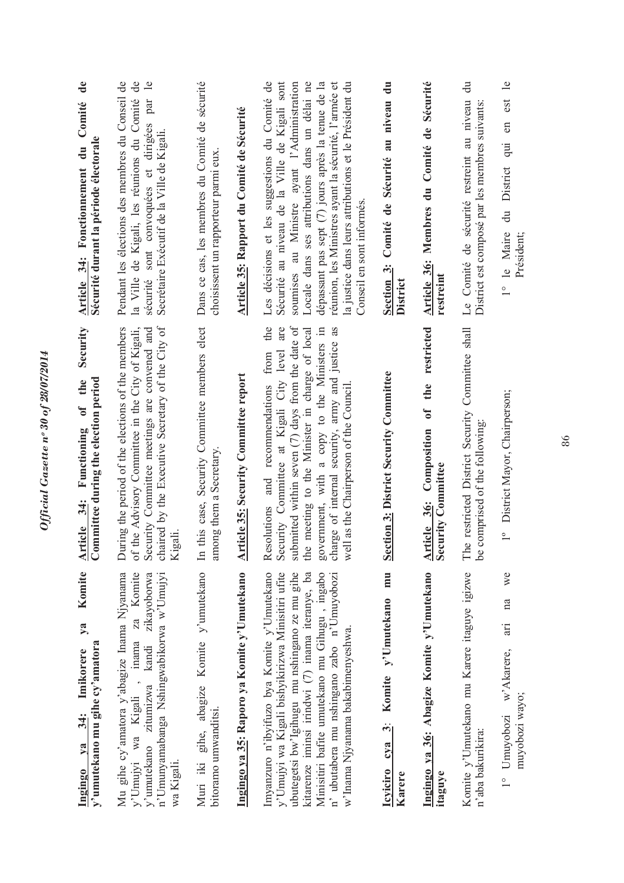**Ingingo ya 34: Imikorere ya Komite y'umutekano mu gihe cy'amatora**

Mu gihe cy'amatora y'abagize Inama Njyanama y'Umujyi wa Kigali , inama za Komite y'umutekano zitumizwa kandi zikayoborwa n'Umunyamabanga Nshingwabikorwa w'Umujyi wa Kigali.

Muri iki gihe, abagize Komite y'umutekano bitoramo umwanditsi.

**Ingingo ya 35: Raporo ya Komite y'Umutekano**

Imyanzuro n'ibyifuzo bya Komite y'Umutekano y'Umujyi wa Kigali bishyikirizwa Minisitiri ufite ubutegetsi bw'Igihugu mu nshingano ze mu gihe kitarenze iminsi irindwi (7) inama iteranye, ba Minisitiri bafite umutekano mu Gihugu , ingabo n' ubutabera mu nshingano zabo n'Umuyobozi w'Inama Njyanama bakabimenyeshwa.

**Icyiciro cya 3: Komite y'Umutekano mu Karere**

**Ingingo ya 36: Abagize Komite y'Umutekano itaguye**

Komite y'Umutekano mu Karere itaguye igizwe n'aba bakurikira:

1° Umuyobozi w'Akarere, ari na we muyobozi wayo;

**Article 34: Functioning of the Security Committee during the election period**

During the period of the elections of the members of the Advisory Committee in the City of Kigali, Security Committee meetings are convened and chaired by the Executive Secretary of the City of Kigali.

In this case, Security Committee members elect among them a Secretary.

**Article 35: Security Committee report**

Resolutions and recommendations from the Security Committee at Kigali City level are submitted within seven (7) days from the date of the meeting to the Minister in charge of local government, with a copy to the Ministers in charge of internal security, army and justice as well as the Chairperson of the Council.

**Section 3: District Security Committee**

**Article 36: Composition of the restricted Security Committee**

The restricted District Security Committee shall be comprised of the following:

1° District Mayor, Chairperson;

**Article 34: Fonctionnement du Comité de Sécurité durant la période électorale**

Pendant les élections des membres du Conseil de la Ville de Kigali, les réunions du Comité de sécurité sont convoquées et dirigées par le Secrétaire Exécutif de la Ville de Kigali.

Dans ce cas, les membres du Comité de sécurité choisissent un rapporteur parmi eux.

**Article 35: Rapport du Comité de Sécurité**

Les décisions et les suggestions du Comité de Sécurité au niveau de la Ville de Kigali sont soumises au Ministre ayant l'Administration Locale dans ses attributions dans un délai ne dépassant pas sept (7) jours après la tenue de la réunion, les Ministres ayant la sécurité, l'armée et la justice dans leurs attributions et le Président du Conseil en sont informés.

**Section 3: Comité de Sécurité au niveau du District**

**Article 36: Membres du Comité de Sécurité restreint**

Le Comité de sécurité restreint au niveau du District est composé par les membres suivants:

1° le Maire du District qui en est le Président;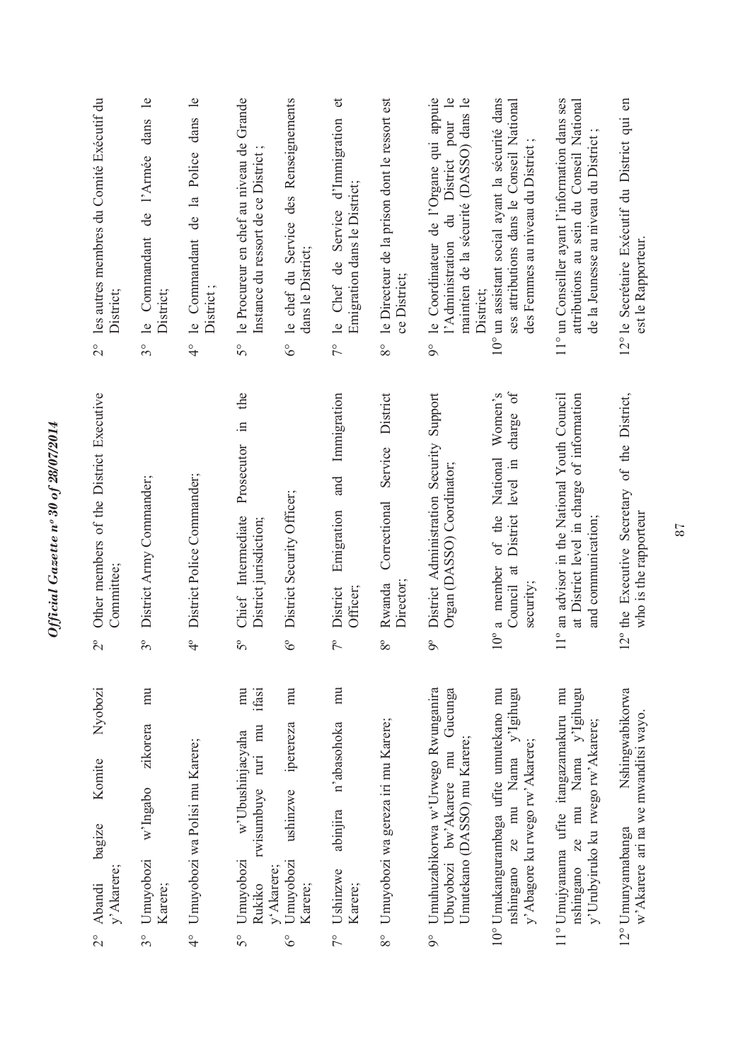| | | |
|---|---|---|
| 2° Abandi bagize Komite Nyobozi y'Akarere; | 2° Other members of the District Executive Committee; | 2° les autres membres du Comité Exécutif du District; |
| 3° Umuyobozi w'Ingabo zikorera mu Karere; | 3° District Army Commander; | 3° le Commandant de l'Armée dans le District; |
| 4° Umuyobozi wa Polisi mu Karere; | 4° District Police Commander; | 4° le Commandant de la Police dans le District ; |
| 5° Umuyobozi w'Ubushinjacyaha Rukiko rwisumbuye ruri mu ifasi y'Akarere; | 5° Chief Intermediate Prosecutor in the District jurisdiction; | 5° le Procureur en chef au niveau de Grande Instance du ressort de ce District ; |
| 6° Umuyobozi ushinzwe iperereza mu Karere; | 6° District Security Officer; | 6° le chef du Service des Renseignements dans le District; |
| 7° Ushinzwe abinjira n'abasohoka mu Karere; | 7° District Emigration and Immigration Officer; | 7° le Chef de Service d'Immigration et Emigration dans le District; |
| 8° Umuyobozi wa gereza iri mu Karere; | 8° Rwanda Correctional Service District Director; | 8° le Directeur de la prison dont le ressort est ce District; |
| 9° Umuhuzabikorwa w'Urwego Rwunganira Ubuyobozi bw'Akarere mu Gucunga Umutekano (DASSO) mu Karere; | 9° District Administration Security Support Organ (DASSO) Coordinator; | 9° le Coordinateur de l'Organe qui appuie l'Administration du District pour le maintien de la sécurité (DASSO) dans le District; |
| 10° Umukangurambaga ufite umutekano mu nshingano ze mu Nama y'Igihugu y'Abagore ku rwego rw'Akarere; | 10° a member of the National Women's Council at District level in charge of security; | 10° un assistant social ayant la sécurité dans ses attributions dans le Conseil National des Femmes au niveau du District ; |
| 11° Umujyanama ufite itangazamakuru mu nshingano ze mu Nama y'Igihugu y'Urubyiruko ku rwego rw'Akarere; | 11° an advisor in the National Youth Council at District level in charge of information and communication; | 11° un Conseiller ayant l'information dans ses attributions au sein du Conseil National de la Jeunesse au niveau du District ; |
| 12° Umunyamabanga Nshingwabikorwa w'Akarere ari na we mwanditsi wayo. | 12° the Executive Secretary of the District, who is the rapporteur | 12° le Secrétaire Exécutif du District qui en est le Rapporteur. |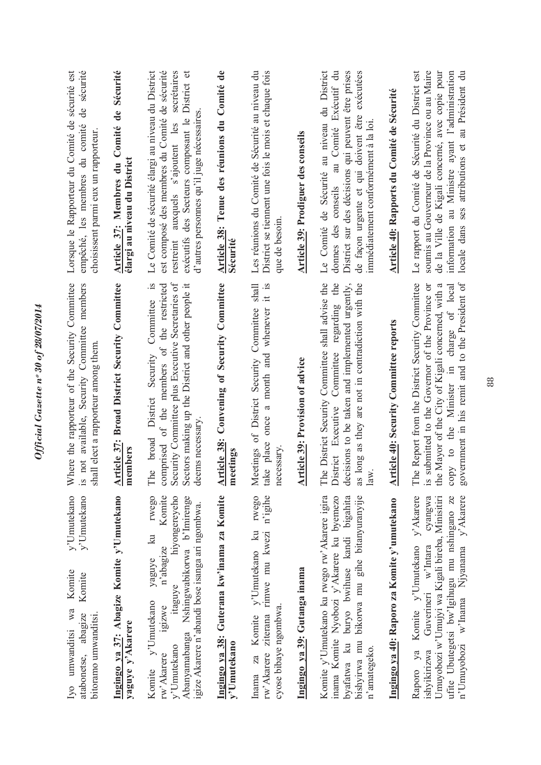Iyo umwanditsi wa Komite y'Umutekano atabonetse, abagize Komite y'Umutekano bitoramo umwanditsi.

**Ingingo ya 37: Abagize Komite y'Umutekano yaguye y'Akarere**

Komite y'Umutekano yaguye ku rwego rw'Akarere igizwe n'abagize Komite y'Umutekano itaguye hiyongereyeho Abanyamabanga Nshingwabikorwa b'Imirenge igize Akarere n'abandi bose isanga ari ngombwa.

**Ingingo ya 38: Guterana kw'inama za Komite y'Umutekano**

Inama za Komite y'Umutekano ku rwego rw'Akarere ziterana rimwe mu kwezi n'igihe cyose bibaye ngombwa.

**Ingingo ya 39: Gutanga inama**

Komite y'Umutekano ku rwego rw'Akarere igira inama Komite Nyobozi y'Akarere ku byemezo byafatwa ku buryo bwihuse kandi bigahita bishyirwa mu bikorwa mu gihe bitanyuranyije n'amategeko.

**Ingingo ya 40: Raporo za Komite y'umutekano**

Raporo ya Komite y'Umutekano y'Akarere ishyikirizwa Guverineri w'Intara cyangwa Umuyobozi w'Umujyi wa Kigali bireba, Minisitiri ufite Ubutegetsi bw'Igihugu mu nshingano ze n'Umuyobozi w'Inama Njyanama y'Akarere

Where the rapporteur of the Security Committee is not available, Security Committee members shall elect a rapporteur among them.

**Article 37: Broad District Security Committee members**

The broad District Security Committee is comprised of the members of the restricted Security Committee plus Executive Secretaries of Sectors making up the District and other people it deems necessary.

**Article 38: Convening of Security Committee meetings**

Meetings of District Security Committee shall take place once a month and whenever it is necessary.

**Article 39: Provision of advice**

The District Security Committee shall advise the District Executive Committee regarding the decisions to be taken and implemented urgently, as long as they are not in contradiction with the law.

**Article 40: Security Committee reports**

The Report from the District Security Committee is submitted to the Governor of the Province or the Mayor of the City of Kigali concerned, with a copy to the Minister in charge of local government in his remit and to the President of

Lorsque le Rapporteur du Comité de sécurité est empêché, les membres du comité de sécurité choisissent parmi eux un rapporteur.

**Article 37: Membres du Comité de Sécurité élargi au niveau du District**

Le Comité de sécurité élargi au niveau du District est composé des membres du Comité de sécurité restreint auxquels s'ajoutent les secrétaires exécutifs des Secteurs composant le District et d'autres personnes qu'il juge nécessaires.

**Article 38: Tenue des réunions du Comité de Sécurité**

Les réunions du Comité de Sécurité au niveau du District se tiennent une fois le mois et chaque fois que de besoin.

**Article 39: Prodiguer des conseils**

Le Comité de Sécurité au niveau du District donnes des conseils au Comité Exécutif du District sur des décisions qui peuvent être prises de façon urgente et qui doivent être exécutées immédiatement conformément à la loi.

**Article 40: Rapports du Comité de Sécurité**

Le rapport du Comité de Sécurité du District est soumis au Gouverneur de la Province ou au Maire de la Ville de Kigali concerné, avec copie pour information au Ministre ayant l'administration locale dans ses attributions et au Président du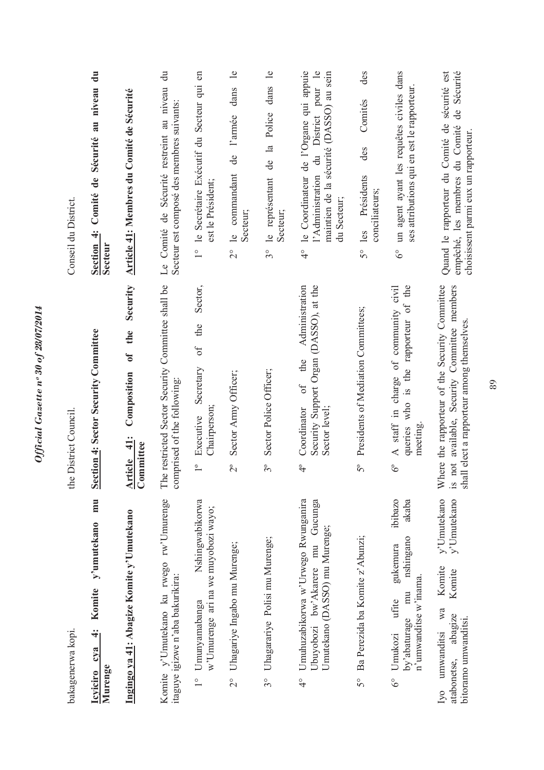bakagenerwa kopi.

**Icyiciro cya 4: Komite y'umutekano mu Murenge**

**Ingingo ya 41: Abagize Komite y'Umutekano**

Komite y'Umutekano ku rwego rw'Umurenge itaguye igizwe n'aba bakurikira:

1° Umunyamabanga Nshingwabikorwa w'Umurenge ari na we muyobozi wayo;

2° Uhagariye Ingabo mu Murenge;

3° Uhagarariye Polisi mu Murenge;

4° Umuhuzabikorwa w'Urwego Rwunganira Ubuyobozi bw'Akarere mu Gucunga Umutekano (DASSO) mu Murenge;

5° Ba Perezida ba Komite z'Abunzi;

6° Umukozi ufite gukemura ibibazo by'abaturage mu nshingano akaba n'umwanditse w'inama.

Iyo umwanditsi wa Komite y'Umutekano atabonetse, abagize Komite y'Umutekano bitoramo umwanditsi.

the District Council.

**Section 4: Sector Security Committee**

**Article 41: Composition of the Security Committee**

The restricted Sector Security Committee shall be comprised of the following:

1° Executive Secretary of the Sector, Chairperson;

2° Sector Army Officer;

3° Sector Police Officer;

4° Coordinator of the Administration Security Support Organ (DASSO), at the Sector level;

5° Presidents of Mediation Committees;

6° A staff in charge of community civil queries who is the rapporteur of the meeting.

Where the rapporteur of the Security Committee is not available, Security Committee members shall elect a rapporteur among themselves.

Conseil du District.

**Section 4: Comité de Sécurité au niveau du Secteur**

**Article 41: Membres du Comité de Sécurité**

Le Comité de Sécurité restreint au niveau du Secteur est composé des membres suivants:

1° le Secrétaire Exécutif du Secteur qui en est le Président;

2° le commandant de l'armée dans le Secteur;

3° le représentant de la Police dans le Secteur;

4° le Coordinateur de l'Organe qui appuie l'Administration du District pour le maintien de la sécurité (DASSO) au sein du Secteur;

5° les Présidents des Comités des conciliateurs;

6° un agent ayant les requêtes civiles dans ses attributions qui en est le rapporteur.

Quand le rapporteur du Comité de sécurité est empêché, les membres du Comité de Sécurité choisissent parmi eux un rapporteur.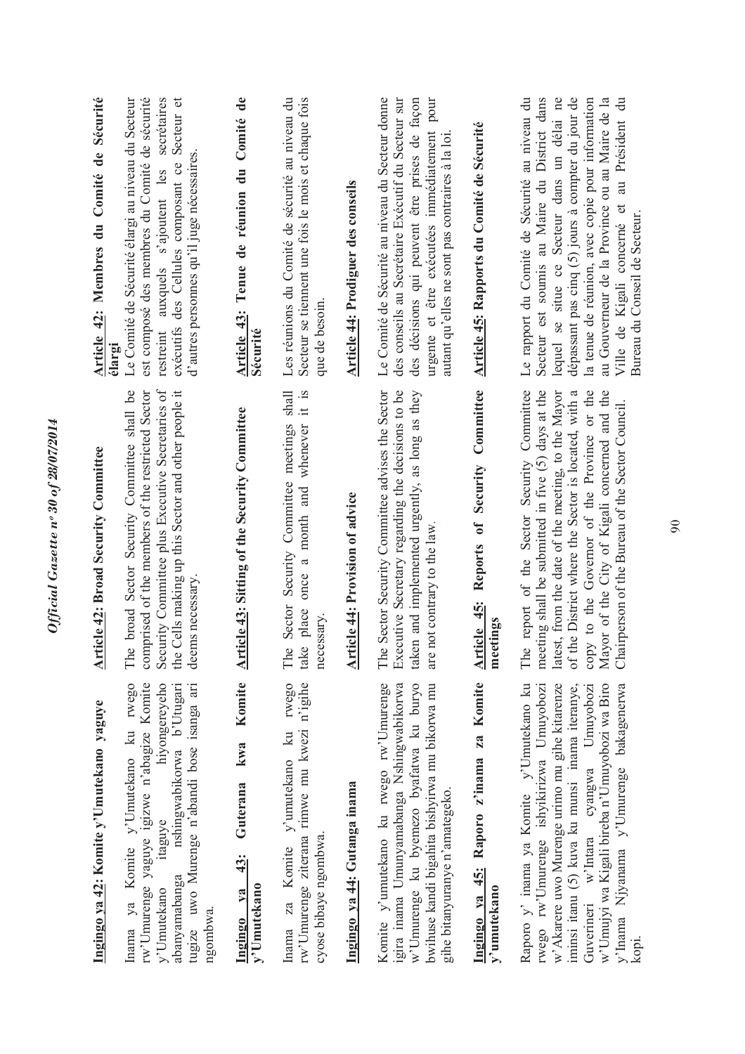**Ingingo ya 42: Komite y'Umutekano yaguye**

Inama ya Komite y'Umutekano ku rwego rw'Umurenge yaguye igizwe n'abagize Komite y'Umutekano itaguye hiyongereyeho abanyamabanga nshingwabikorwa b'Utugari tugize uwo Murenge n'abandi bose isanga ari ngombwa.

**Ingingo ya 43: Guterana kwa Komite y'Umutekano**

Inama za Komite y'umutekano ku rwego rw'Umurenge ziterana rimwe mu kwezi n'igihe cyose bibaye ngombwa.

**Ingingo ya 44: Gutanga inama**

Komite y'umutekano ku rwego rw'Umurenge igira inama Umunyamabanga Nshingwabikorwa w'Umurenge ku byemezo byafatwa ku buryo bwihuse kandi bigahita bishyirwa mu bikorwa mu gihe bitanyuranye n'amategeko.

**Ingingo ya 45: Raporo z'inama za Komite y'umutekano**

Raporo y' inama ya Komite y'Umutekano ku rwego rw'Umurenge ishyikirizwa Umuyobozi w'Akarere uwo Murenge urimo mu gihe kitarenze iminsi itanu (5) kuva ku munsi inama iteranye, Guverineri w'Intara cyangwa Umuyobozi w'Umujyi wa Kigali bireba n'Umuyobozi wa Biro y'Inama Njyanama y'Umurenge bakagenerwa kopi.

**Article 42: Broad Security Committee**

The broad Sector Security Committee shall be comprised of the members of the restricted Sector Security Committee plus Executive Secretaries of the Cells making up this Sector and other people it deems necessary.

**Article 43: Sitting of the Security Committee**

The Sector Security Committee meetings shall take place once a month and whenever it is necessary.

**Article 44: Provision of advice**

The Sector Security Committee advises the Sector Executive Secretary regarding the decisions to be taken and implemented urgently, as long as they are not contrary to the law.

**Article 45: Reports of Security Committee meetings**

The report of the Sector Security Committee meeting shall be submitted in five (5) days at the latest, from the date of the meeting, to the Mayor of the District where the Sector is located, with a copy to the Governor of the Province or the Mayor of the City of Kigali concerned and the Chairperson of the Bureau of the Sector Council.

**Article 42: Membres du Comité de Sécurité élargi**

Le Comité de Sécurité élargi au niveau du Secteur est composé des membres du Comité de sécurité restreint auxquels s'ajoutent les secrétaires exécutifs des Cellules composant ce Secteur et d'autres personnes qu'il juge nécessaires.

**Article 43: Tenue de réunion du Comité de Sécurité**

Les réunions du Comité de sécurité au niveau du Secteur se tiennent une fois le mois et chaque fois que de besoin.

**Article 44: Prodiguer des conseils**

Le Comité de Sécurité au niveau du Secteur donne des conseils au Secrétaire Exécutif du Secteur sur des décisions qui peuvent être prises de façon urgente et être exécutées immédiatement pour autant qu'elles ne sont pas contraires à la loi.

**Article 45: Rapports du Comité de Sécurité**

Le rapport du Comité de Sécurité au niveau du Secteur est soumis au Maire du District dans lequel se situe ce Secteur dans un délai ne dépassant pas cinq (5) jours à compter du jour de la tenue de réunion, avec copie pour information au Gouverneur de la Province ou au Maire de la Ville de Kigali concerné et au Président du Bureau du Conseil de Secteur.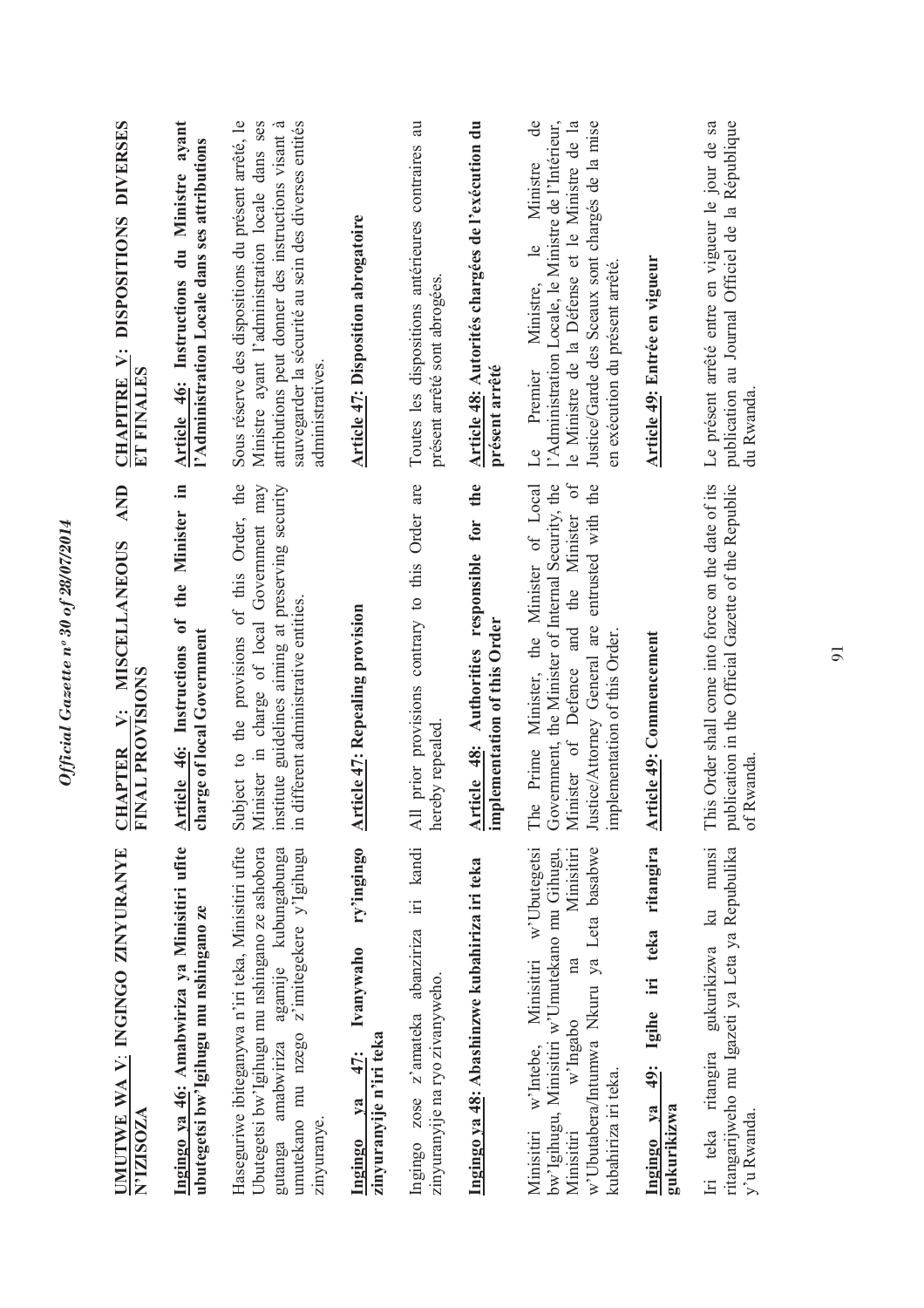**UMUTWE WA V: INGINGO ZINYURANYE N'IZISOZA**

**Ingingo ya 46: Amabwiriza ya Minisitiri ufite ubutegetsi bw'Igihugu mu nshingano ze**

Haseguriwe ibiteganywa n'iri teka, Minisitiri ufite Ubutegetsi bw'Igihugu mu nshingano ze ashobora gutanga amabwiriza agamije kubungabunga umutekano mu nzego z'imitegekere y'Igihugu zinyuranye.

**Ingingo ya 47: Ivanywaho ry'ingingo zinyuranyije n'iri teka**

Ingingo zose z'amateka abanziriza iri kandi zinyuranyije na ryo zivanyweho.

**Ingingo ya 48: Abashinzwe kubahiriza iri teka**

Minisitiri w'Intebe, Minisitiri w'Ubutegetsi bw'Igihugu, Minisitiri w'Umutekano mu Gihugu, Minisitiri w'Ingabo na Minisitiri w'Ubutabera/Intumwa Nkuru ya Leta basabwe kubahiriza iri teka.

**Ingingo ya 49: Igihe iri teka ritangira gukurikizwa**

Iri teka ritangira gukurikizwa ku munsi ritangarijweho mu Igazeti ya Leta ya Repubulika y'u Rwanda.

**CHAPTER V: MISCELLANEOUS AND FINAL PROVISIONS**

**Article 46: Instructions of the Minister in charge of local Government**

Subject to the provisions of this Order, the Minister in charge of local Government may institute guidelines aiming at preserving security in different administrative entities.

**Article 47: Repealing provision**

All prior provisions contrary to this Order are hereby repealed.

**Article 48: Authorities responsible for the implementation of this Order**

The Prime Minister, the Minister of Local Government, the Minister of Internal Security, the Minister of Defence and the Minister of Justice/Attorney General are entrusted with the implementation of this Order.

**Article 49: Commencement**

This Order shall come into force on the date of its publication in the Official Gazette of the Republic of Rwanda.

**CHAPITRE V: DISPOSITIONS DIVERSES ET FINALES**

**Article 46: Instructions du Ministre ayant l'Administration Locale dans ses attributions**

Sous réserve des dispositions du présent arrêté, le Ministre ayant l'administration locale dans ses attributions peut donner des instructions visant à sauvegarder la sécurité au sein des diverses entités administratives.

**Article 47: Disposition abrogatoire**

Toutes les dispositions antérieures contraires au présent arrêté sont abrogées.

**Article 48: Autorités chargées de l'exécution du présent arrêté**

Le Premier Ministre, le Ministre de l'Administration Locale, le Ministre de l'Intérieur, le Ministre de la Défense et le Ministre de la Justice/Garde des Sceaux sont chargés de la mise en exécution du présent arrêté.

**Article 49: Entrée en vigueur**

Le présent arrêté entre en vigueur le jour de sa publication au Journal Officiel de la République du Rwanda.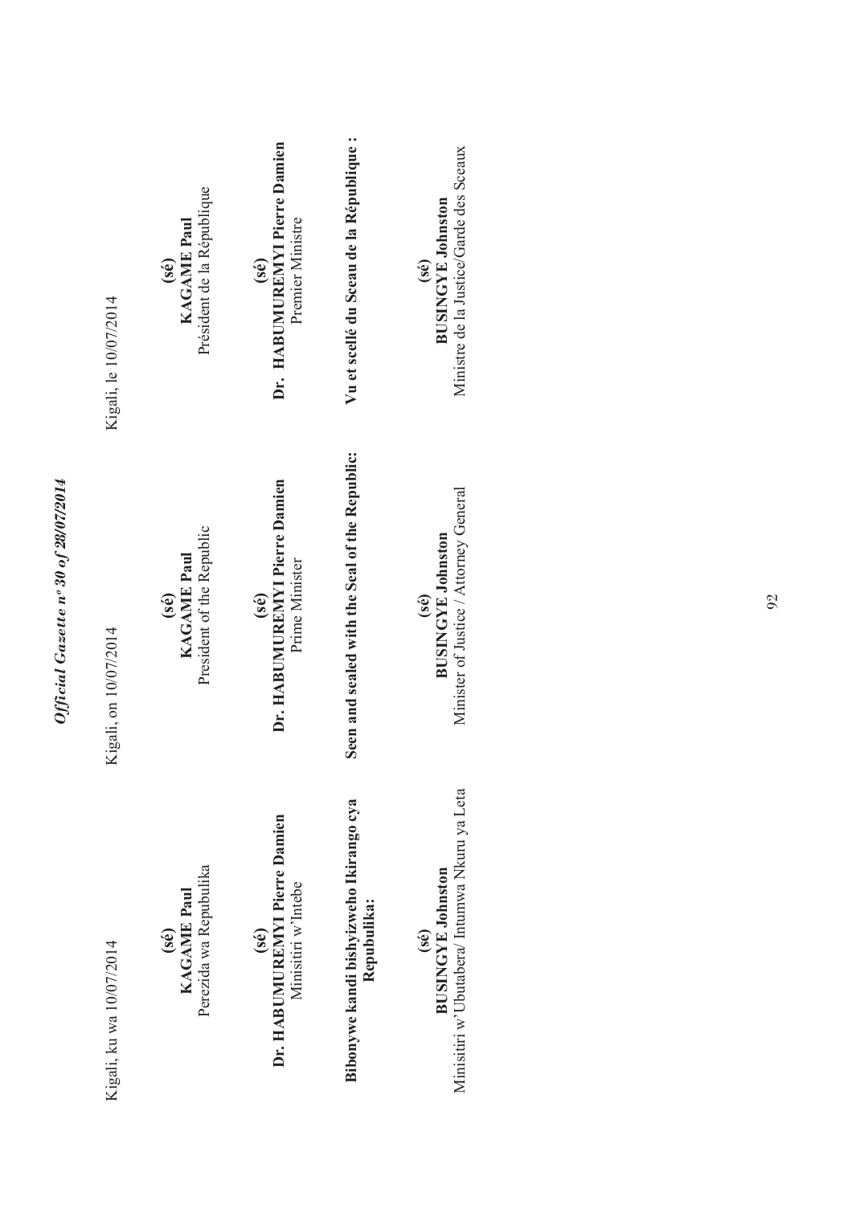Kigali, ku wa 10/07/2014

**(sé)**
**KAGAME Paul**
Perezida wa Repubulika

**(sé)**
**Dr. HABUMUREMYI Pierre Damien**
Minisitiri w'Intebe

**Bibonywe kandi bishyizweho Ikirango cya Repubulika:**

**(sé)**
**BUSINGYE Johnston**
Minisitiri w'Ubutabera/ Intumwa Nkuru ya Leta

Kigali, on 10/07/2014

**(sé)**
**KAGAME Paul**
President of the Republic

**(sé)**
**Dr. HABUMUREMYI Pierre Damien**
Prime Minister

**Seen and sealed with the Seal of the Republic:**

**(sé)**
**BUSINGYE Johnston**
Minister of Justice / Attorney General

Kigali, le 10/07/2014

**(sé)**
**KAGAME Paul**
Président de la République

**(sé)**
**Dr. HABUMUREMYI Pierre Damien**
Premier Ministre

**Vu et scellé du Sceau de la République :**

**(sé)**
**BUSINGYE Johnston**
Ministre de la Justice/Garde des Sceaux